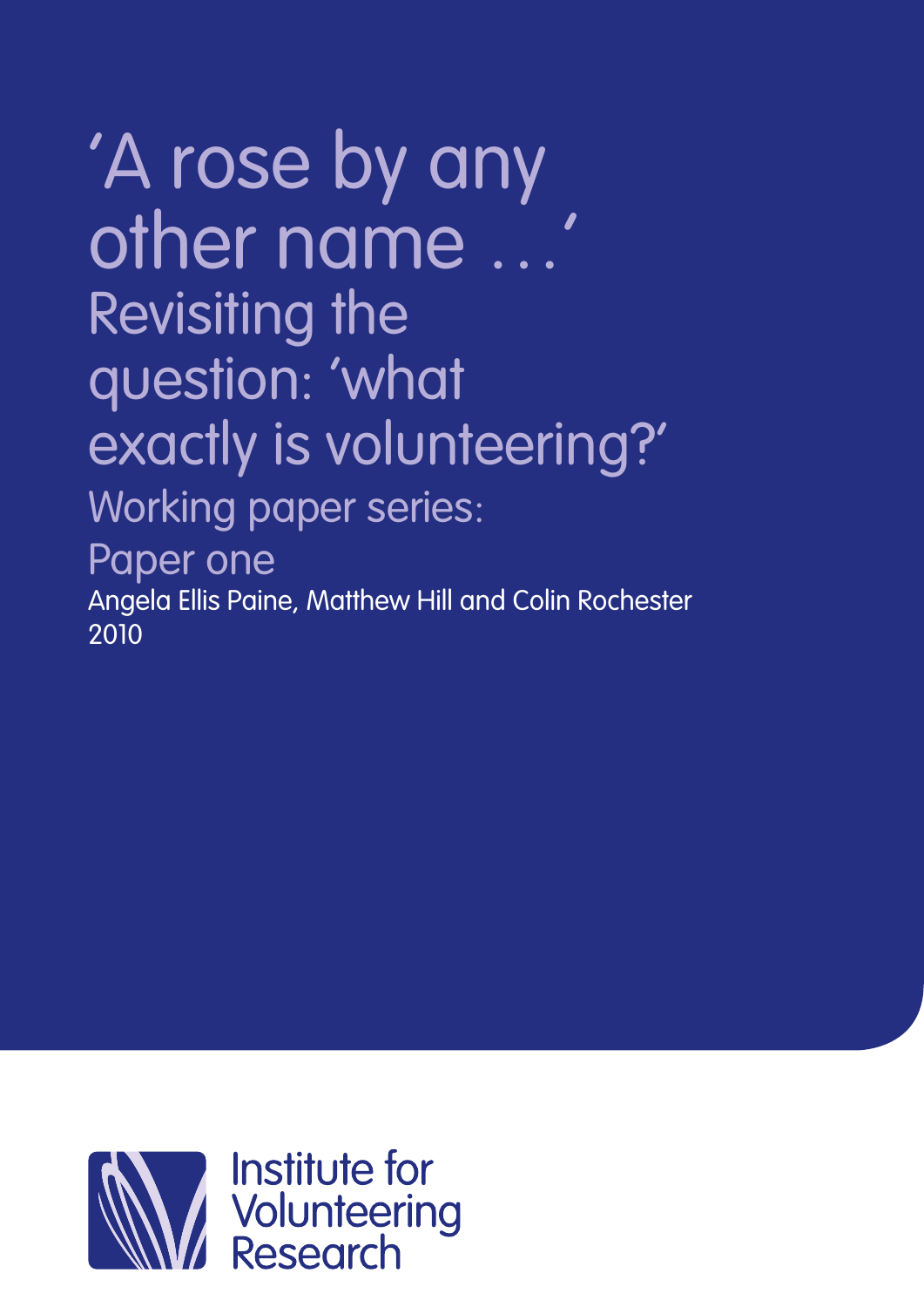# 'A rose by any other name …'

## Revisiting the question: 'what exactly is volunteering?'

### Working paper series: Paper one

Angela Ellis Paine, Matthew Hill and Colin Rochester
2010

Institute for Volunteering Research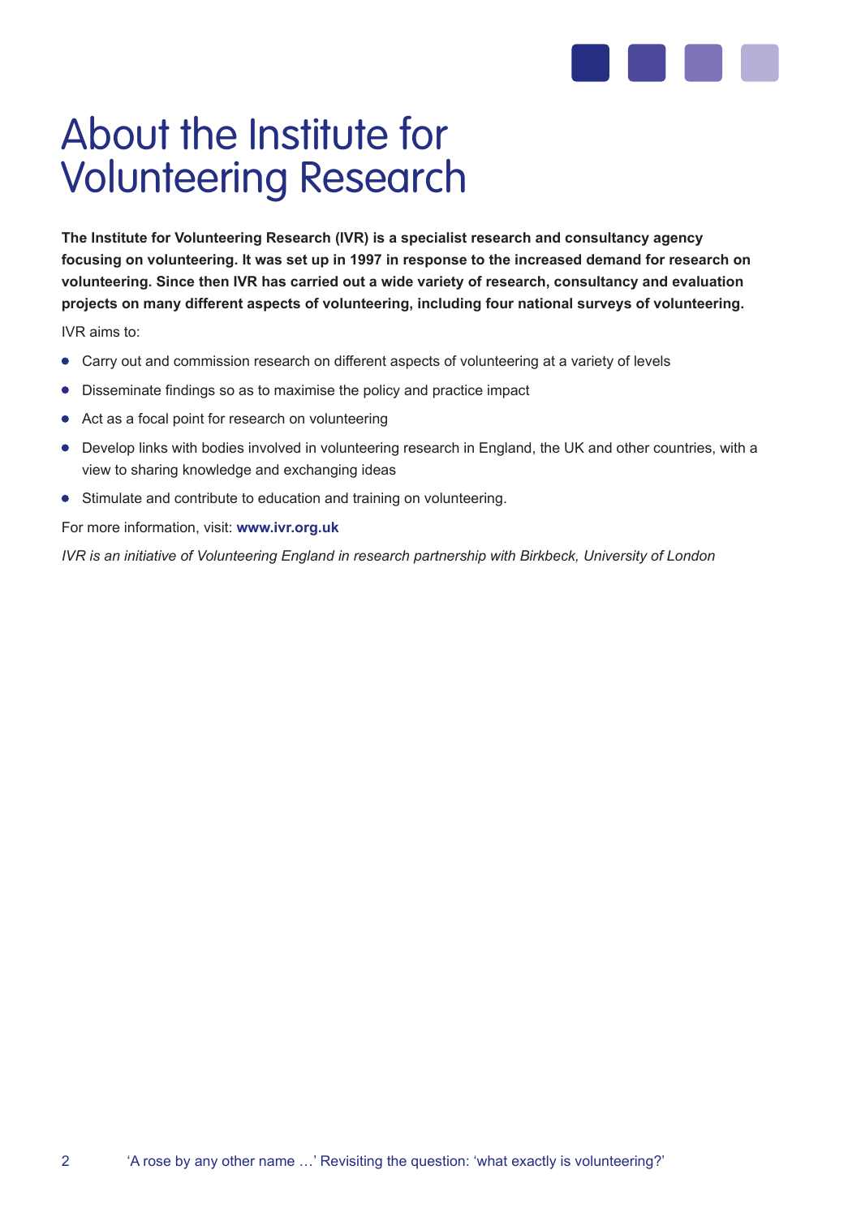# About the Institute for Volunteering Research

**The Institute for Volunteering Research (IVR) is a specialist research and consultancy agency focusing on volunteering. It was set up in 1997 in response to the increased demand for research on volunteering. Since then IVR has carried out a wide variety of research, consultancy and evaluation projects on many different aspects of volunteering, including four national surveys of volunteering.**

IVR aims to:

- Carry out and commission research on different aspects of volunteering at a variety of levels
- Disseminate findings so as to maximise the policy and practice impact
- Act as a focal point for research on volunteering
- Develop links with bodies involved in volunteering research in England, the UK and other countries, with a view to sharing knowledge and exchanging ideas
- Stimulate and contribute to education and training on volunteering.

For more information, visit: **www.ivr.org.uk**

*IVR is an initiative of Volunteering England in research partnership with Birkbeck, University of London*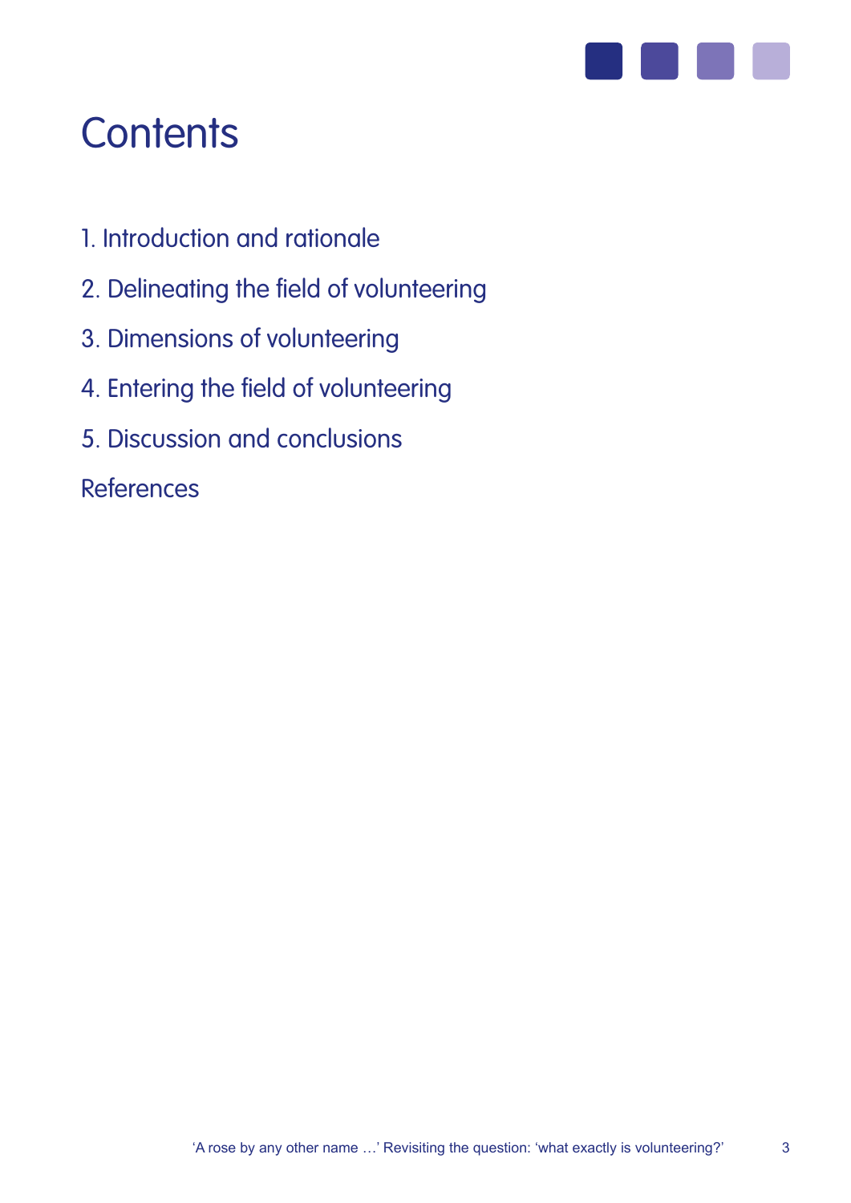# Contents

1. Introduction and rationale
2. Delineating the field of volunteering
3. Dimensions of volunteering
4. Entering the field of volunteering
5. Discussion and conclusions

References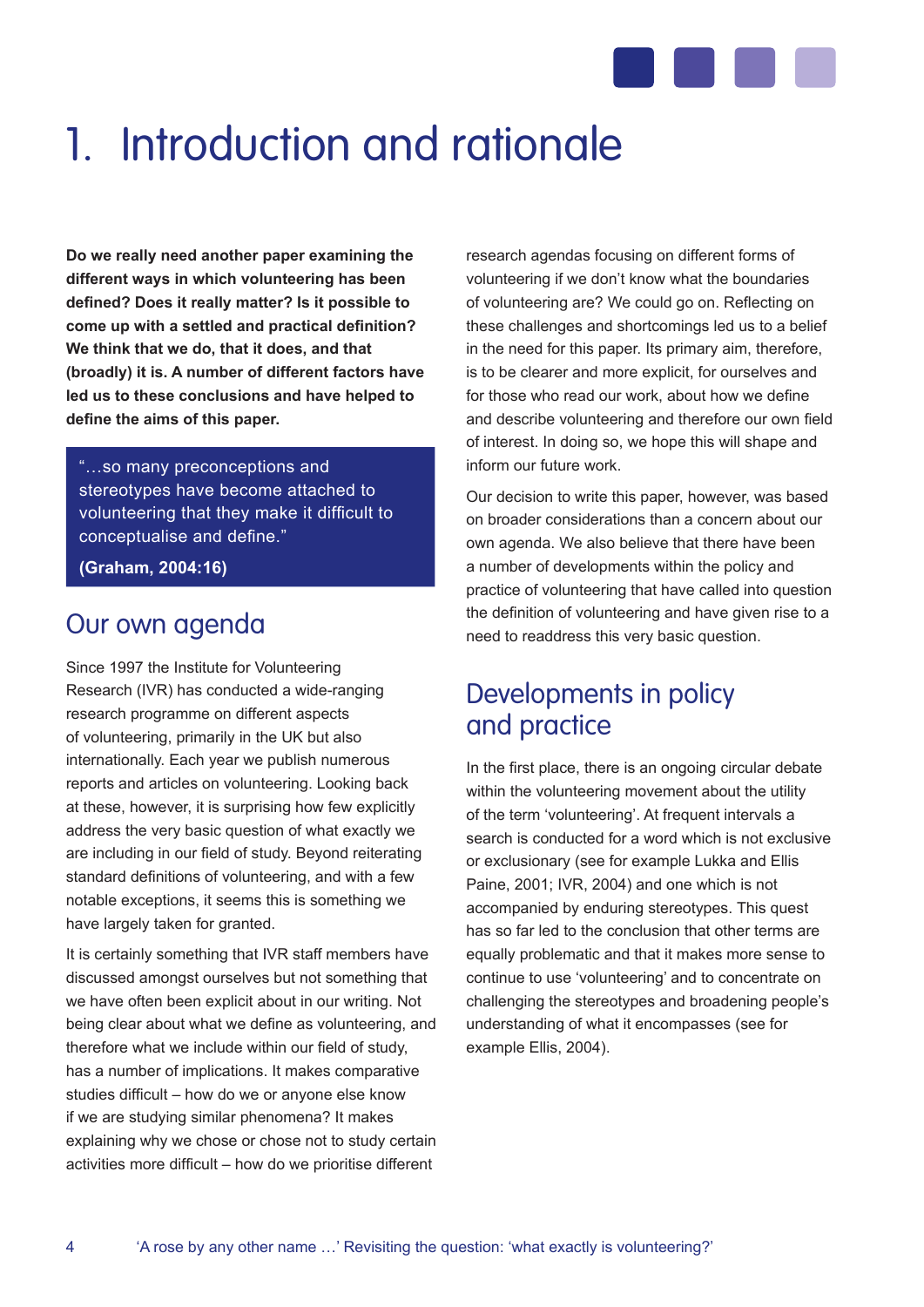# 1. Introduction and rationale

**Do we really need another paper examining the different ways in which volunteering has been defined? Does it really matter? Is it possible to come up with a settled and practical definition? We think that we do, that it does, and that (broadly) it is. A number of different factors have led us to these conclusions and have helped to define the aims of this paper.**

> "…so many preconceptions and stereotypes have become attached to volunteering that they make it difficult to conceptualise and define."
>
> **(Graham, 2004:16)**

## Our own agenda

Since 1997 the Institute for Volunteering Research (IVR) has conducted a wide-ranging research programme on different aspects of volunteering, primarily in the UK but also internationally. Each year we publish numerous reports and articles on volunteering. Looking back at these, however, it is surprising how few explicitly address the very basic question of what exactly we are including in our field of study. Beyond reiterating standard definitions of volunteering, and with a few notable exceptions, it seems this is something we have largely taken for granted.

It is certainly something that IVR staff members have discussed amongst ourselves but not something that we have often been explicit about in our writing. Not being clear about what we define as volunteering, and therefore what we include within our field of study, has a number of implications. It makes comparative studies difficult – how do we or anyone else know if we are studying similar phenomena? It makes explaining why we chose or chose not to study certain activities more difficult – how do we prioritise different research agendas focusing on different forms of volunteering if we don't know what the boundaries of volunteering are? We could go on. Reflecting on these challenges and shortcomings led us to a belief in the need for this paper. Its primary aim, therefore, is to be clearer and more explicit, for ourselves and for those who read our work, about how we define and describe volunteering and therefore our own field of interest. In doing so, we hope this will shape and inform our future work.

Our decision to write this paper, however, was based on broader considerations than a concern about our own agenda. We also believe that there have been a number of developments within the policy and practice of volunteering that have called into question the definition of volunteering and have given rise to a need to readdress this very basic question.

## Developments in policy and practice

In the first place, there is an ongoing circular debate within the volunteering movement about the utility of the term 'volunteering'. At frequent intervals a search is conducted for a word which is not exclusive or exclusionary (see for example Lukka and Ellis Paine, 2001; IVR, 2004) and one which is not accompanied by enduring stereotypes. This quest has so far led to the conclusion that other terms are equally problematic and that it makes more sense to continue to use 'volunteering' and to concentrate on challenging the stereotypes and broadening people's understanding of what it encompasses (see for example Ellis, 2004).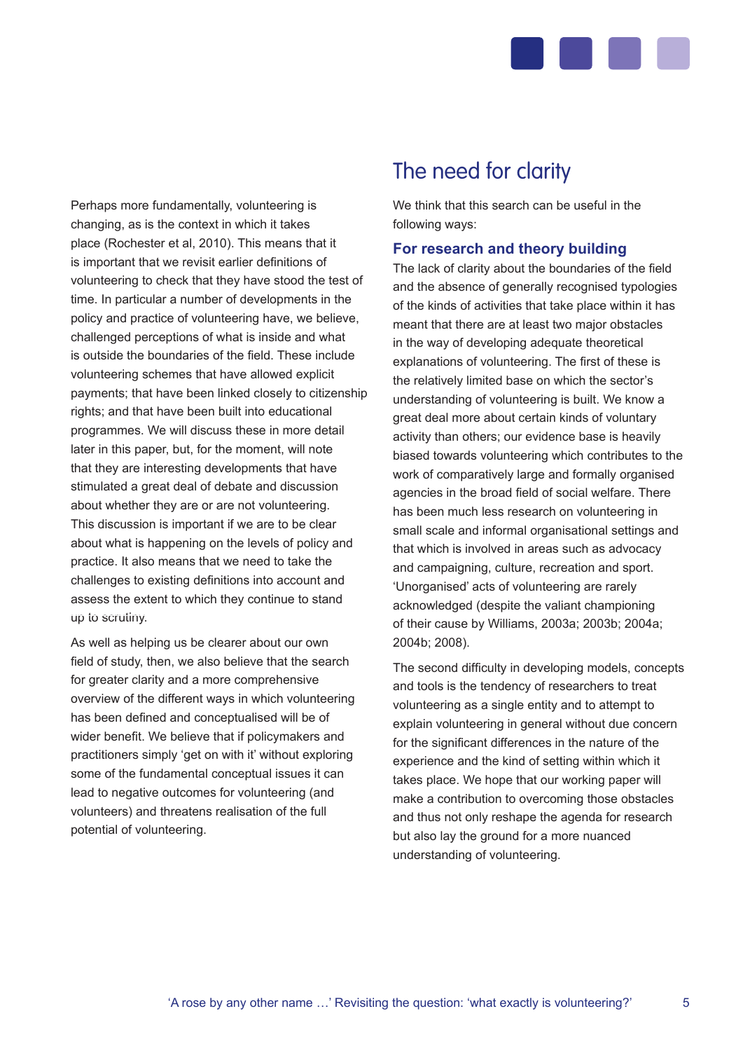Perhaps more fundamentally, volunteering is changing, as is the context in which it takes place (Rochester et al, 2010). This means that it is important that we revisit earlier definitions of volunteering to check that they have stood the test of time. In particular a number of developments in the policy and practice of volunteering have, we believe, challenged perceptions of what is inside and what is outside the boundaries of the field. These include volunteering schemes that have allowed explicit payments; that have been linked closely to citizenship rights; and that have been built into educational programmes. We will discuss these in more detail later in this paper, but, for the moment, will note that they are interesting developments that have stimulated a great deal of debate and discussion about whether they are or are not volunteering. This discussion is important if we are to be clear about what is happening on the levels of policy and practice. It also means that we need to take the challenges to existing definitions into account and assess the extent to which they continue to stand up to scrutiny.

As well as helping us be clearer about our own field of study, then, we also believe that the search for greater clarity and a more comprehensive overview of the different ways in which volunteering has been defined and conceptualised will be of wider benefit. We believe that if policymakers and practitioners simply 'get on with it' without exploring some of the fundamental conceptual issues it can lead to negative outcomes for volunteering (and volunteers) and threatens realisation of the full potential of volunteering.

## The need for clarity

We think that this search can be useful in the following ways:

### For research and theory building

The lack of clarity about the boundaries of the field and the absence of generally recognised typologies of the kinds of activities that take place within it has meant that there are at least two major obstacles in the way of developing adequate theoretical explanations of volunteering. The first of these is the relatively limited base on which the sector's understanding of volunteering is built. We know a great deal more about certain kinds of voluntary activity than others; our evidence base is heavily biased towards volunteering which contributes to the work of comparatively large and formally organised agencies in the broad field of social welfare. There has been much less research on volunteering in small scale and informal organisational settings and that which is involved in areas such as advocacy and campaigning, culture, recreation and sport. 'Unorganised' acts of volunteering are rarely acknowledged (despite the valiant championing of their cause by Williams, 2003a; 2003b; 2004a; 2004b; 2008).

The second difficulty in developing models, concepts and tools is the tendency of researchers to treat volunteering as a single entity and to attempt to explain volunteering in general without due concern for the significant differences in the nature of the experience and the kind of setting within which it takes place. We hope that our working paper will make a contribution to overcoming those obstacles and thus not only reshape the agenda for research but also lay the ground for a more nuanced understanding of volunteering.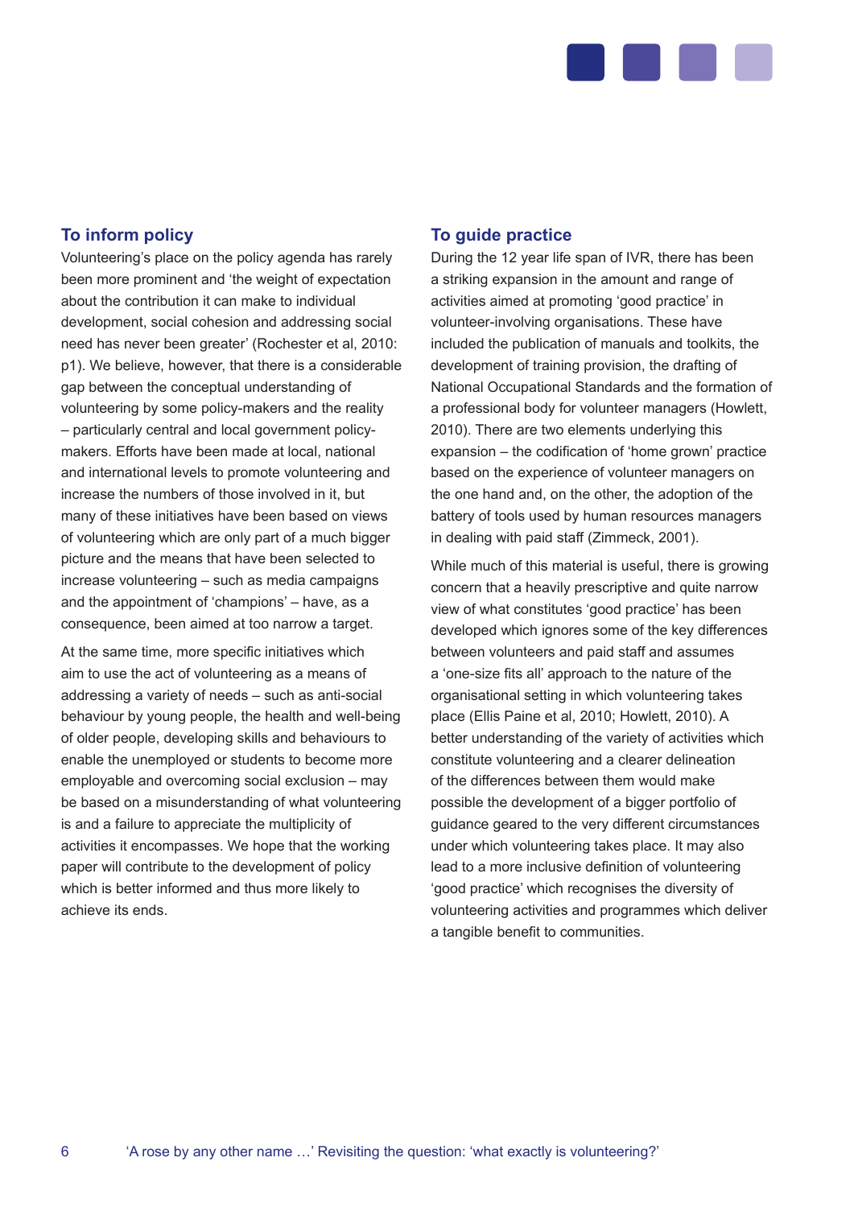## To inform policy

Volunteering's place on the policy agenda has rarely been more prominent and 'the weight of expectation about the contribution it can make to individual development, social cohesion and addressing social need has never been greater' (Rochester et al, 2010: p1). We believe, however, that there is a considerable gap between the conceptual understanding of volunteering by some policy-makers and the reality – particularly central and local government policy-makers. Efforts have been made at local, national and international levels to promote volunteering and increase the numbers of those involved in it, but many of these initiatives have been based on views of volunteering which are only part of a much bigger picture and the means that have been selected to increase volunteering – such as media campaigns and the appointment of 'champions' – have, as a consequence, been aimed at too narrow a target.

At the same time, more specific initiatives which aim to use the act of volunteering as a means of addressing a variety of needs – such as anti-social behaviour by young people, the health and well-being of older people, developing skills and behaviours to enable the unemployed or students to become more employable and overcoming social exclusion – may be based on a misunderstanding of what volunteering is and a failure to appreciate the multiplicity of activities it encompasses. We hope that the working paper will contribute to the development of policy which is better informed and thus more likely to achieve its ends.

## To guide practice

During the 12 year life span of IVR, there has been a striking expansion in the amount and range of activities aimed at promoting 'good practice' in volunteer-involving organisations. These have included the publication of manuals and toolkits, the development of training provision, the drafting of National Occupational Standards and the formation of a professional body for volunteer managers (Howlett, 2010). There are two elements underlying this expansion – the codification of 'home grown' practice based on the experience of volunteer managers on the one hand and, on the other, the adoption of the battery of tools used by human resources managers in dealing with paid staff (Zimmeck, 2001).

While much of this material is useful, there is growing concern that a heavily prescriptive and quite narrow view of what constitutes 'good practice' has been developed which ignores some of the key differences between volunteers and paid staff and assumes a 'one-size fits all' approach to the nature of the organisational setting in which volunteering takes place (Ellis Paine et al, 2010; Howlett, 2010). A better understanding of the variety of activities which constitute volunteering and a clearer delineation of the differences between them would make possible the development of a bigger portfolio of guidance geared to the very different circumstances under which volunteering takes place. It may also lead to a more inclusive definition of volunteering 'good practice' which recognises the diversity of volunteering activities and programmes which deliver a tangible benefit to communities.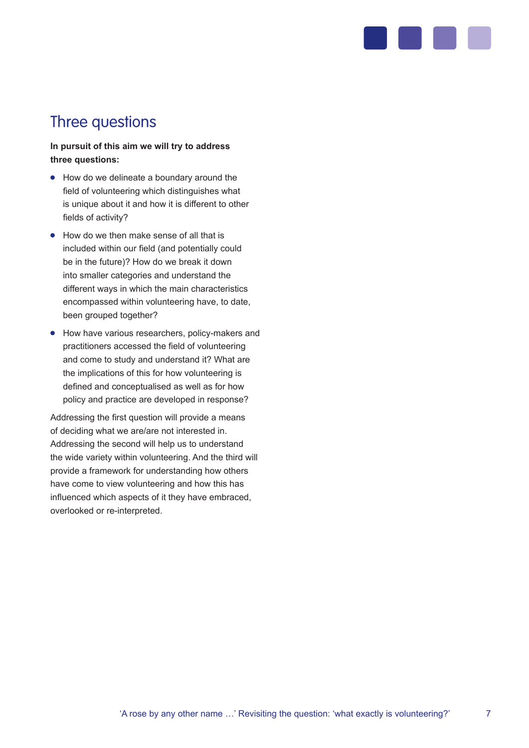## Three questions

**In pursuit of this aim we will try to address three questions:**

- How do we delineate a boundary around the field of volunteering which distinguishes what is unique about it and how it is different to other fields of activity?
- How do we then make sense of all that is included within our field (and potentially could be in the future)? How do we break it down into smaller categories and understand the different ways in which the main characteristics encompassed within volunteering have, to date, been grouped together?
- How have various researchers, policy-makers and practitioners accessed the field of volunteering and come to study and understand it? What are the implications of this for how volunteering is defined and conceptualised as well as for how policy and practice are developed in response?

Addressing the first question will provide a means of deciding what we are/are not interested in. Addressing the second will help us to understand the wide variety within volunteering. And the third will provide a framework for understanding how others have come to view volunteering and how this has influenced which aspects of it they have embraced, overlooked or re-interpreted.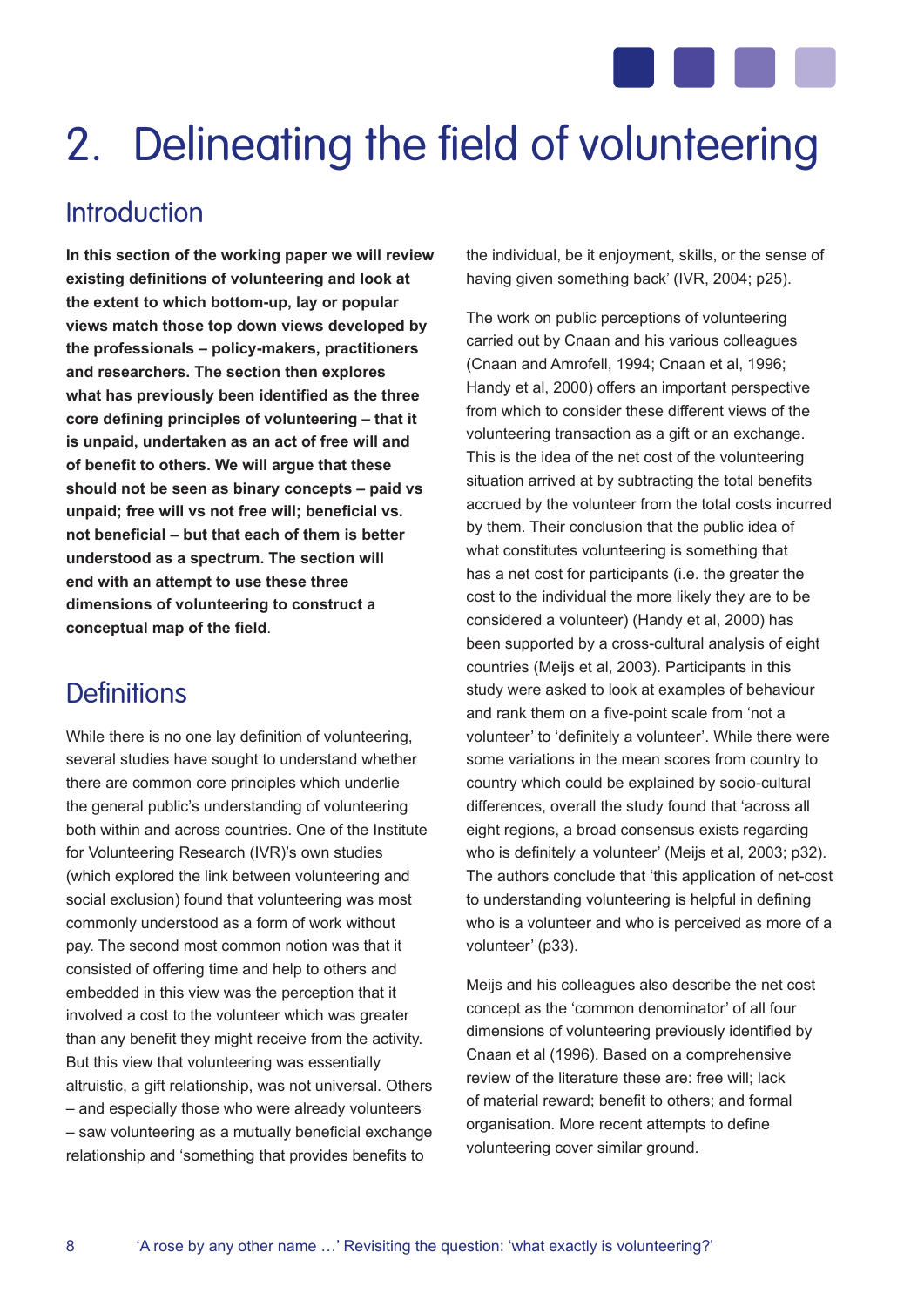# 2. Delineating the field of volunteering

## Introduction

**In this section of the working paper we will review existing definitions of volunteering and look at the extent to which bottom-up, lay or popular views match those top down views developed by the professionals – policy-makers, practitioners and researchers. The section then explores what has previously been identified as the three core defining principles of volunteering – that it is unpaid, undertaken as an act of free will and of benefit to others. We will argue that these should not be seen as binary concepts – paid vs unpaid; free will vs not free will; beneficial vs. not beneficial – but that each of them is better understood as a spectrum. The section will end with an attempt to use these three dimensions of volunteering to construct a conceptual map of the field**.

## Definitions

While there is no one lay definition of volunteering, several studies have sought to understand whether there are common core principles which underlie the general public's understanding of volunteering both within and across countries. One of the Institute for Volunteering Research (IVR)'s own studies (which explored the link between volunteering and social exclusion) found that volunteering was most commonly understood as a form of work without pay. The second most common notion was that it consisted of offering time and help to others and embedded in this view was the perception that it involved a cost to the volunteer which was greater than any benefit they might receive from the activity. But this view that volunteering was essentially altruistic, a gift relationship, was not universal. Others – and especially those who were already volunteers – saw volunteering as a mutually beneficial exchange relationship and 'something that provides benefits to the individual, be it enjoyment, skills, or the sense of having given something back' (IVR, 2004; p25).

The work on public perceptions of volunteering carried out by Cnaan and his various colleagues (Cnaan and Amrofell, 1994; Cnaan et al, 1996; Handy et al, 2000) offers an important perspective from which to consider these different views of the volunteering transaction as a gift or an exchange. This is the idea of the net cost of the volunteering situation arrived at by subtracting the total benefits accrued by the volunteer from the total costs incurred by them. Their conclusion that the public idea of what constitutes volunteering is something that has a net cost for participants (i.e. the greater the cost to the individual the more likely they are to be considered a volunteer) (Handy et al, 2000) has been supported by a cross-cultural analysis of eight countries (Meijs et al, 2003). Participants in this study were asked to look at examples of behaviour and rank them on a five-point scale from 'not a volunteer' to 'definitely a volunteer'. While there were some variations in the mean scores from country to country which could be explained by socio-cultural differences, overall the study found that 'across all eight regions, a broad consensus exists regarding who is definitely a volunteer' (Meijs et al, 2003; p32). The authors conclude that 'this application of net-cost to understanding volunteering is helpful in defining who is a volunteer and who is perceived as more of a volunteer' (p33).

Meijs and his colleagues also describe the net cost concept as the 'common denominator' of all four dimensions of volunteering previously identified by Cnaan et al (1996). Based on a comprehensive review of the literature these are: free will; lack of material reward; benefit to others; and formal organisation. More recent attempts to define volunteering cover similar ground.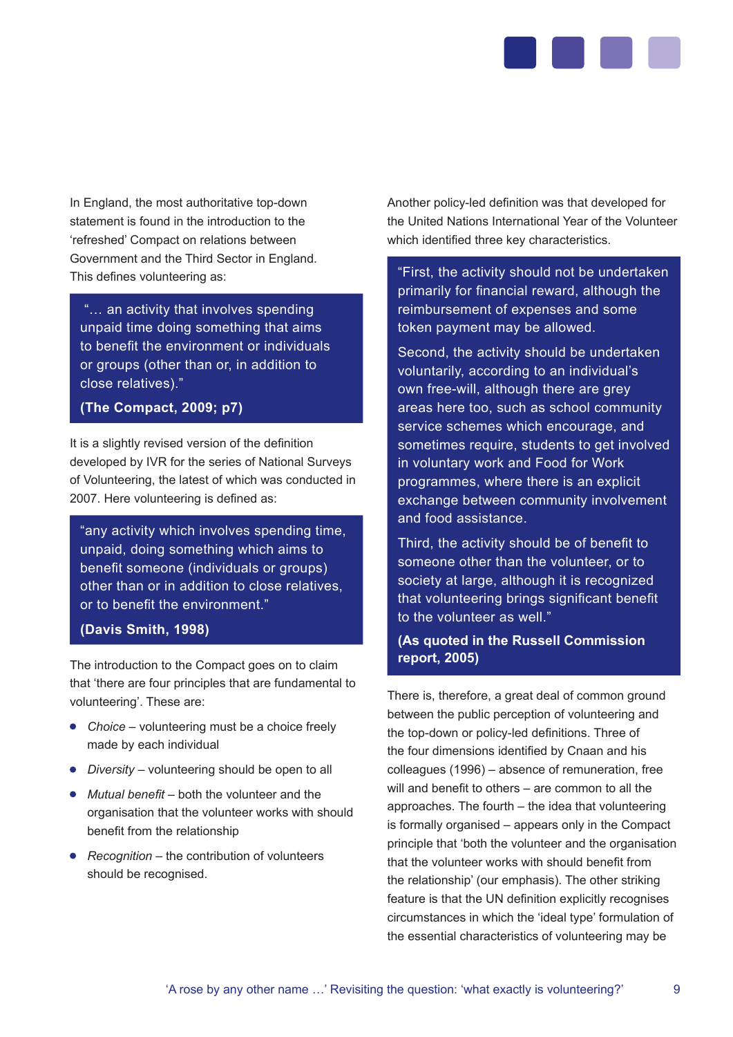In England, the most authoritative top-down statement is found in the introduction to the 'refreshed' Compact on relations between Government and the Third Sector in England. This defines volunteering as:

> "… an activity that involves spending unpaid time doing something that aims to benefit the environment or individuals or groups (other than or, in addition to close relatives)."
>
> **(The Compact, 2009; p7)**

It is a slightly revised version of the definition developed by IVR for the series of National Surveys of Volunteering, the latest of which was conducted in 2007. Here volunteering is defined as:

> "any activity which involves spending time, unpaid, doing something which aims to benefit someone (individuals or groups) other than or in addition to close relatives, or to benefit the environment."
>
> **(Davis Smith, 1998)**

The introduction to the Compact goes on to claim that 'there are four principles that are fundamental to volunteering'. These are:

- *Choice* – volunteering must be a choice freely made by each individual
- *Diversity* – volunteering should be open to all
- *Mutual benefit* – both the volunteer and the organisation that the volunteer works with should benefit from the relationship
- *Recognition* – the contribution of volunteers should be recognised.

Another policy-led definition was that developed for the United Nations International Year of the Volunteer which identified three key characteristics.

> "First, the activity should not be undertaken primarily for financial reward, although the reimbursement of expenses and some token payment may be allowed.
>
> Second, the activity should be undertaken voluntarily, according to an individual's own free-will, although there are grey areas here too, such as school community service schemes which encourage, and sometimes require, students to get involved in voluntary work and Food for Work programmes, where there is an explicit exchange between community involvement and food assistance.
>
> Third, the activity should be of benefit to someone other than the volunteer, or to society at large, although it is recognized that volunteering brings significant benefit to the volunteer as well."
>
> **(As quoted in the Russell Commission report, 2005)**

There is, therefore, a great deal of common ground between the public perception of volunteering and the top-down or policy-led definitions. Three of the four dimensions identified by Cnaan and his colleagues (1996) – absence of remuneration, free will and benefit to others – are common to all the approaches. The fourth – the idea that volunteering is formally organised – appears only in the Compact principle that 'both the volunteer and the organisation that the volunteer works with should benefit from the relationship' (our emphasis). The other striking feature is that the UN definition explicitly recognises circumstances in which the 'ideal type' formulation of the essential characteristics of volunteering may be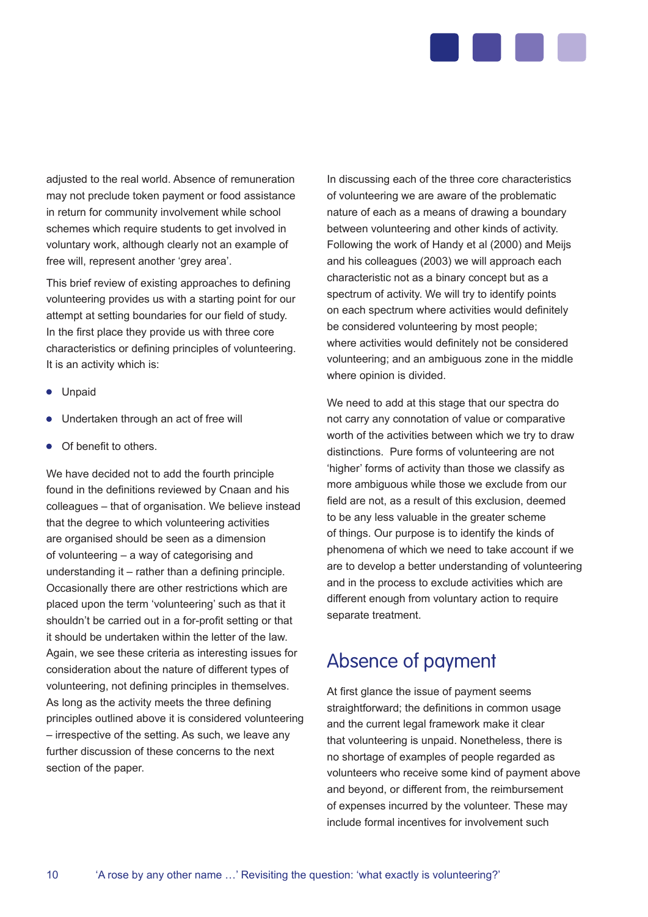adjusted to the real world. Absence of remuneration may not preclude token payment or food assistance in return for community involvement while school schemes which require students to get involved in voluntary work, although clearly not an example of free will, represent another 'grey area'.

This brief review of existing approaches to defining volunteering provides us with a starting point for our attempt at setting boundaries for our field of study. In the first place they provide us with three core characteristics or defining principles of volunteering. It is an activity which is:

- Unpaid
- Undertaken through an act of free will
- Of benefit to others.

We have decided not to add the fourth principle found in the definitions reviewed by Cnaan and his colleagues – that of organisation. We believe instead that the degree to which volunteering activities are organised should be seen as a dimension of volunteering – a way of categorising and understanding it – rather than a defining principle. Occasionally there are other restrictions which are placed upon the term 'volunteering' such as that it shouldn't be carried out in a for-profit setting or that it should be undertaken within the letter of the law. Again, we see these criteria as interesting issues for consideration about the nature of different types of volunteering, not defining principles in themselves. As long as the activity meets the three defining principles outlined above it is considered volunteering – irrespective of the setting. As such, we leave any further discussion of these concerns to the next section of the paper.

In discussing each of the three core characteristics of volunteering we are aware of the problematic nature of each as a means of drawing a boundary between volunteering and other kinds of activity. Following the work of Handy et al (2000) and Meijs and his colleagues (2003) we will approach each characteristic not as a binary concept but as a spectrum of activity. We will try to identify points on each spectrum where activities would definitely be considered volunteering by most people; where activities would definitely not be considered volunteering; and an ambiguous zone in the middle where opinion is divided.

We need to add at this stage that our spectra do not carry any connotation of value or comparative worth of the activities between which we try to draw distinctions. Pure forms of volunteering are not 'higher' forms of activity than those we classify as more ambiguous while those we exclude from our field are not, as a result of this exclusion, deemed to be any less valuable in the greater scheme of things. Our purpose is to identify the kinds of phenomena of which we need to take account if we are to develop a better understanding of volunteering and in the process to exclude activities which are different enough from voluntary action to require separate treatment.

## Absence of payment

At first glance the issue of payment seems straightforward; the definitions in common usage and the current legal framework make it clear that volunteering is unpaid. Nonetheless, there is no shortage of examples of people regarded as volunteers who receive some kind of payment above and beyond, or different from, the reimbursement of expenses incurred by the volunteer. These may include formal incentives for involvement such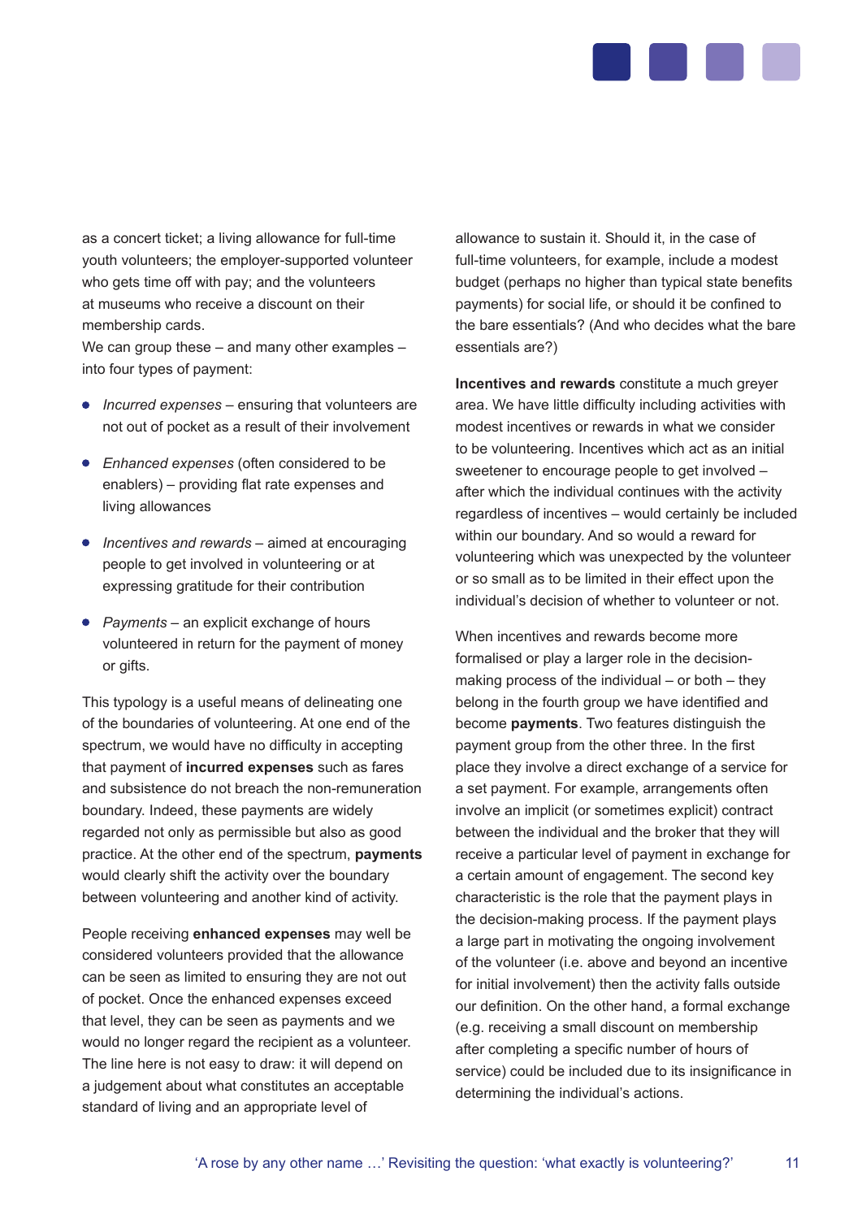as a concert ticket; a living allowance for full-time youth volunteers; the employer-supported volunteer who gets time off with pay; and the volunteers at museums who receive a discount on their membership cards.

We can group these – and many other examples – into four types of payment:

- *Incurred expenses* – ensuring that volunteers are not out of pocket as a result of their involvement
- *Enhanced expenses* (often considered to be enablers) – providing flat rate expenses and living allowances
- *Incentives and rewards* – aimed at encouraging people to get involved in volunteering or at expressing gratitude for their contribution
- *Payments* – an explicit exchange of hours volunteered in return for the payment of money or gifts.

This typology is a useful means of delineating one of the boundaries of volunteering. At one end of the spectrum, we would have no difficulty in accepting that payment of **incurred expenses** such as fares and subsistence do not breach the non-remuneration boundary. Indeed, these payments are widely regarded not only as permissible but also as good practice. At the other end of the spectrum, **payments** would clearly shift the activity over the boundary between volunteering and another kind of activity.

People receiving **enhanced expenses** may well be considered volunteers provided that the allowance can be seen as limited to ensuring they are not out of pocket. Once the enhanced expenses exceed that level, they can be seen as payments and we would no longer regard the recipient as a volunteer. The line here is not easy to draw: it will depend on a judgement about what constitutes an acceptable standard of living and an appropriate level of allowance to sustain it. Should it, in the case of full-time volunteers, for example, include a modest budget (perhaps no higher than typical state benefits payments) for social life, or should it be confined to the bare essentials? (And who decides what the bare essentials are?)

**Incentives and rewards** constitute a much greyer area. We have little difficulty including activities with modest incentives or rewards in what we consider to be volunteering. Incentives which act as an initial sweetener to encourage people to get involved – after which the individual continues with the activity regardless of incentives – would certainly be included within our boundary. And so would a reward for volunteering which was unexpected by the volunteer or so small as to be limited in their effect upon the individual's decision of whether to volunteer or not.

When incentives and rewards become more formalised or play a larger role in the decision-making process of the individual – or both – they belong in the fourth group we have identified and become **payments**. Two features distinguish the payment group from the other three. In the first place they involve a direct exchange of a service for a set payment. For example, arrangements often involve an implicit (or sometimes explicit) contract between the individual and the broker that they will receive a particular level of payment in exchange for a certain amount of engagement. The second key characteristic is the role that the payment plays in the decision-making process. If the payment plays a large part in motivating the ongoing involvement of the volunteer (i.e. above and beyond an incentive for initial involvement) then the activity falls outside our definition. On the other hand, a formal exchange (e.g. receiving a small discount on membership after completing a specific number of hours of service) could be included due to its insignificance in determining the individual's actions.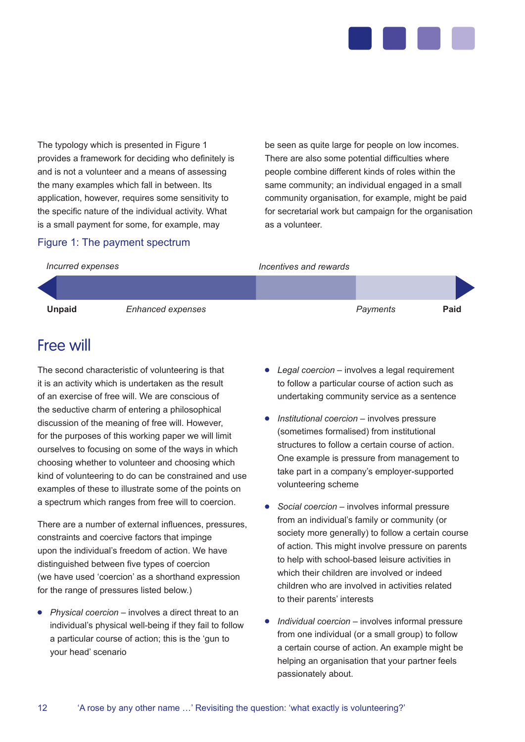The typology which is presented in Figure 1 provides a framework for deciding who definitely is and is not a volunteer and a means of assessing the many examples which fall in between. Its application, however, requires some sensitivity to the specific nature of the individual activity. What is a small payment for some, for example, may be seen as quite large for people on low incomes. There are also some potential difficulties where people combine different kinds of roles within the same community; an individual engaged in a small community organisation, for example, might be paid for secretarial work but campaign for the organisation as a volunteer.

Figure 1: The payment spectrum

*Incurred expenses* — *Incentives and rewards*

**Unpaid** — *Enhanced expenses* — *Payments* — **Paid**

## Free will

The second characteristic of volunteering is that it is an activity which is undertaken as the result of an exercise of free will. We are conscious of the seductive charm of entering a philosophical discussion of the meaning of free will. However, for the purposes of this working paper we will limit ourselves to focusing on some of the ways in which choosing whether to volunteer and choosing which kind of volunteering to do can be constrained and use examples of these to illustrate some of the points on a spectrum which ranges from free will to coercion.

There are a number of external influences, pressures, constraints and coercive factors that impinge upon the individual's freedom of action. We have distinguished between five types of coercion (we have used 'coercion' as a shorthand expression for the range of pressures listed below.)

- *Physical coercion* – involves a direct threat to an individual's physical well-being if they fail to follow a particular course of action; this is the 'gun to your head' scenario
- *Legal coercion* – involves a legal requirement to follow a particular course of action such as undertaking community service as a sentence
- *Institutional coercion* – involves pressure (sometimes formalised) from institutional structures to follow a certain course of action. One example is pressure from management to take part in a company's employer-supported volunteering scheme
- *Social coercion* – involves informal pressure from an individual's family or community (or society more generally) to follow a certain course of action. This might involve pressure on parents to help with school-based leisure activities in which their children are involved or indeed children who are involved in activities related to their parents' interests
- *Individual coercion* – involves informal pressure from one individual (or a small group) to follow a certain course of action. An example might be helping an organisation that your partner feels passionately about.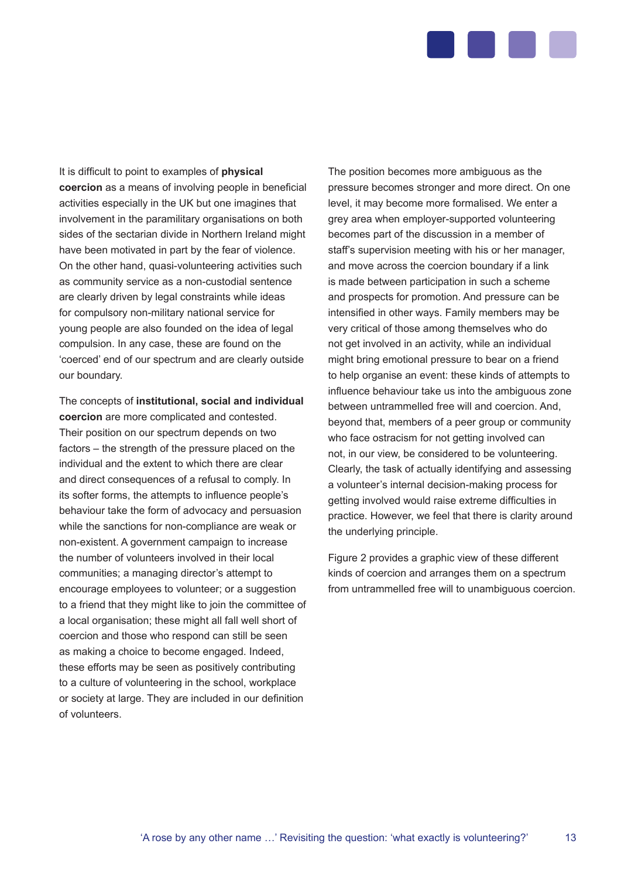It is difficult to point to examples of **physical coercion** as a means of involving people in beneficial activities especially in the UK but one imagines that involvement in the paramilitary organisations on both sides of the sectarian divide in Northern Ireland might have been motivated in part by the fear of violence. On the other hand, quasi-volunteering activities such as community service as a non-custodial sentence are clearly driven by legal constraints while ideas for compulsory non-military national service for young people are also founded on the idea of legal compulsion. In any case, these are found on the 'coerced' end of our spectrum and are clearly outside our boundary.

The concepts of **institutional, social and individual coercion** are more complicated and contested. Their position on our spectrum depends on two factors – the strength of the pressure placed on the individual and the extent to which there are clear and direct consequences of a refusal to comply. In its softer forms, the attempts to influence people's behaviour take the form of advocacy and persuasion while the sanctions for non-compliance are weak or non-existent. A government campaign to increase the number of volunteers involved in their local communities; a managing director's attempt to encourage employees to volunteer; or a suggestion to a friend that they might like to join the committee of a local organisation; these might all fall well short of coercion and those who respond can still be seen as making a choice to become engaged. Indeed, these efforts may be seen as positively contributing to a culture of volunteering in the school, workplace or society at large. They are included in our definition of volunteers.

The position becomes more ambiguous as the pressure becomes stronger and more direct. On one level, it may become more formalised. We enter a grey area when employer-supported volunteering becomes part of the discussion in a member of staff's supervision meeting with his or her manager, and move across the coercion boundary if a link is made between participation in such a scheme and prospects for promotion. And pressure can be intensified in other ways. Family members may be very critical of those among themselves who do not get involved in an activity, while an individual might bring emotional pressure to bear on a friend to help organise an event: these kinds of attempts to influence behaviour take us into the ambiguous zone between untrammelled free will and coercion. And, beyond that, members of a peer group or community who face ostracism for not getting involved can not, in our view, be considered to be volunteering. Clearly, the task of actually identifying and assessing a volunteer's internal decision-making process for getting involved would raise extreme difficulties in practice. However, we feel that there is clarity around the underlying principle.

Figure 2 provides a graphic view of these different kinds of coercion and arranges them on a spectrum from untrammelled free will to unambiguous coercion.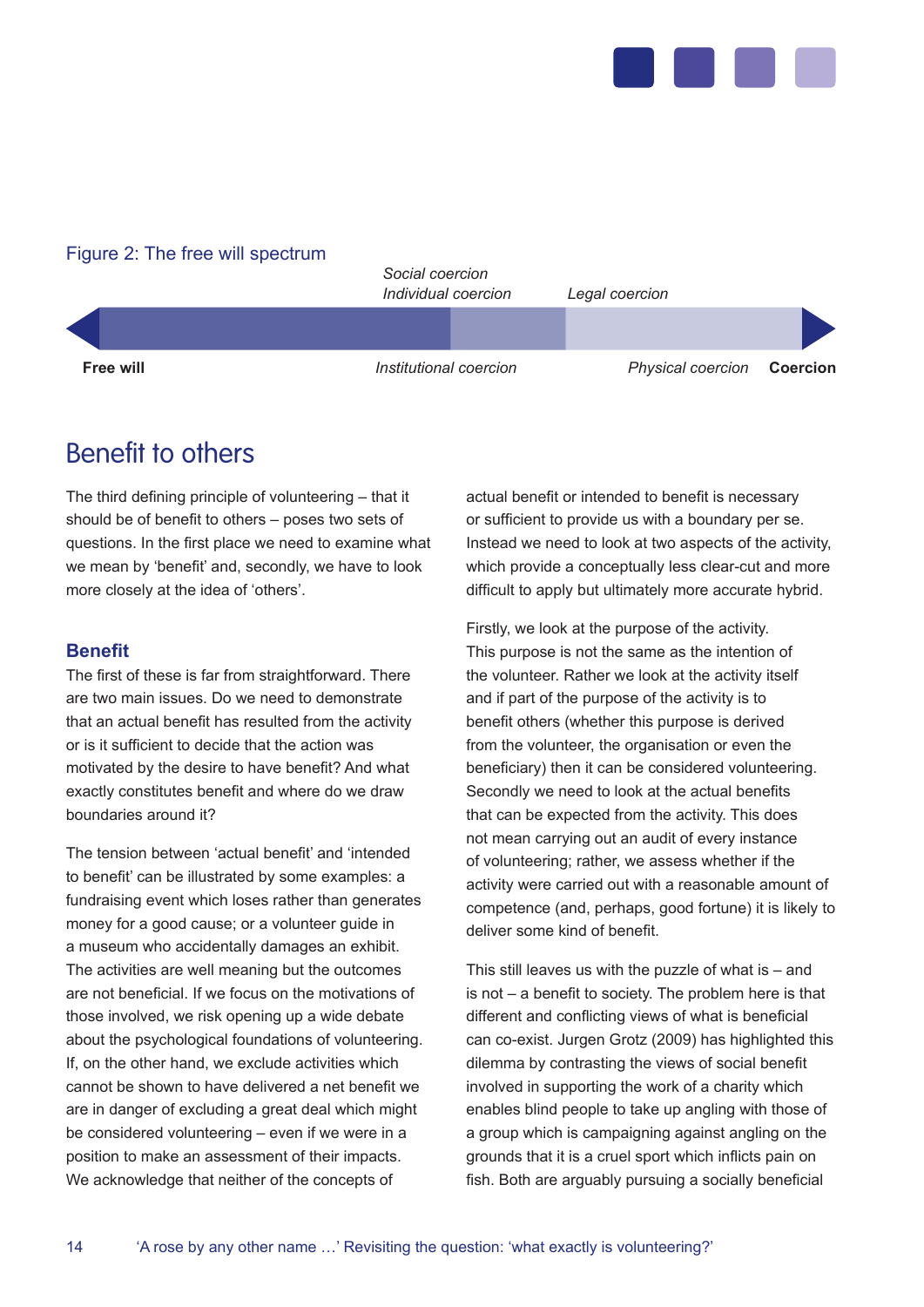Figure 2: The free will spectrum

*Social coercion*
*Individual coercion*
*Legal coercion*

**Free will** — *Institutional coercion* — *Physical coercion* — **Coercion**

## Benefit to others

The third defining principle of volunteering – that it should be of benefit to others – poses two sets of questions. In the first place we need to examine what we mean by 'benefit' and, secondly, we have to look more closely at the idea of 'others'.

### Benefit

The first of these is far from straightforward. There are two main issues. Do we need to demonstrate that an actual benefit has resulted from the activity or is it sufficient to decide that the action was motivated by the desire to have benefit? And what exactly constitutes benefit and where do we draw boundaries around it?

The tension between 'actual benefit' and 'intended to benefit' can be illustrated by some examples: a fundraising event which loses rather than generates money for a good cause; or a volunteer guide in a museum who accidentally damages an exhibit. The activities are well meaning but the outcomes are not beneficial. If we focus on the motivations of those involved, we risk opening up a wide debate about the psychological foundations of volunteering. If, on the other hand, we exclude activities which cannot be shown to have delivered a net benefit we are in danger of excluding a great deal which might be considered volunteering – even if we were in a position to make an assessment of their impacts. We acknowledge that neither of the concepts of actual benefit or intended to benefit is necessary or sufficient to provide us with a boundary per se. Instead we need to look at two aspects of the activity, which provide a conceptually less clear-cut and more difficult to apply but ultimately more accurate hybrid.

Firstly, we look at the purpose of the activity. This purpose is not the same as the intention of the volunteer. Rather we look at the activity itself and if part of the purpose of the activity is to benefit others (whether this purpose is derived from the volunteer, the organisation or even the beneficiary) then it can be considered volunteering. Secondly we need to look at the actual benefits that can be expected from the activity. This does not mean carrying out an audit of every instance of volunteering; rather, we assess whether if the activity were carried out with a reasonable amount of competence (and, perhaps, good fortune) it is likely to deliver some kind of benefit.

This still leaves us with the puzzle of what is – and is not – a benefit to society. The problem here is that different and conflicting views of what is beneficial can co-exist. Jurgen Grotz (2009) has highlighted this dilemma by contrasting the views of social benefit involved in supporting the work of a charity which enables blind people to take up angling with those of a group which is campaigning against angling on the grounds that it is a cruel sport which inflicts pain on fish. Both are arguably pursuing a socially beneficial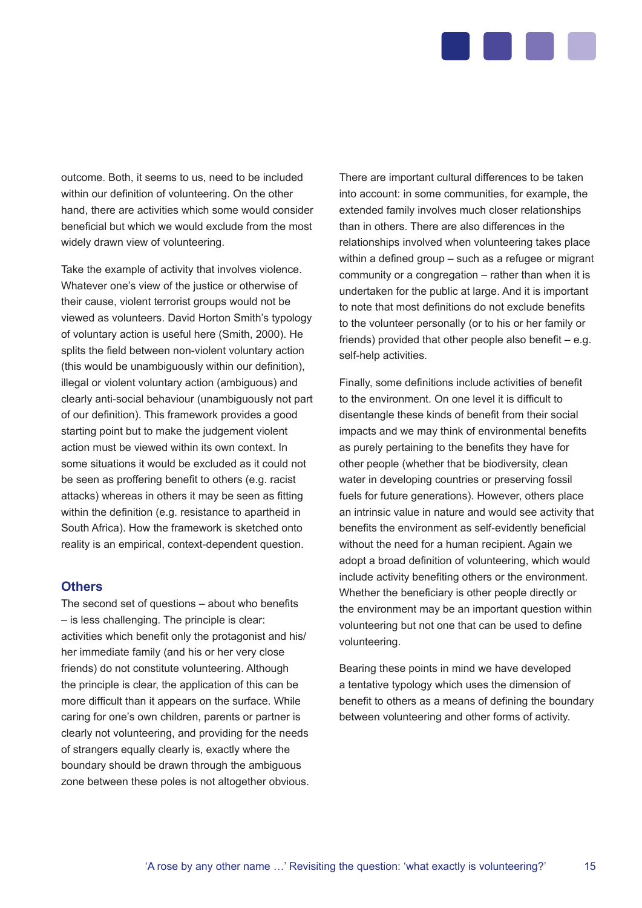outcome. Both, it seems to us, need to be included within our definition of volunteering. On the other hand, there are activities which some would consider beneficial but which we would exclude from the most widely drawn view of volunteering.

Take the example of activity that involves violence. Whatever one's view of the justice or otherwise of their cause, violent terrorist groups would not be viewed as volunteers. David Horton Smith's typology of voluntary action is useful here (Smith, 2000). He splits the field between non-violent voluntary action (this would be unambiguously within our definition), illegal or violent voluntary action (ambiguous) and clearly anti-social behaviour (unambiguously not part of our definition). This framework provides a good starting point but to make the judgement violent action must be viewed within its own context. In some situations it would be excluded as it could not be seen as proffering benefit to others (e.g. racist attacks) whereas in others it may be seen as fitting within the definition (e.g. resistance to apartheid in South Africa). How the framework is sketched onto reality is an empirical, context-dependent question.

### Others

The second set of questions – about who benefits – is less challenging. The principle is clear: activities which benefit only the protagonist and his/her immediate family (and his or her very close friends) do not constitute volunteering. Although the principle is clear, the application of this can be more difficult than it appears on the surface. While caring for one's own children, parents or partner is clearly not volunteering, and providing for the needs of strangers equally clearly is, exactly where the boundary should be drawn through the ambiguous zone between these poles is not altogether obvious.

There are important cultural differences to be taken into account: in some communities, for example, the extended family involves much closer relationships than in others. There are also differences in the relationships involved when volunteering takes place within a defined group – such as a refugee or migrant community or a congregation – rather than when it is undertaken for the public at large. And it is important to note that most definitions do not exclude benefits to the volunteer personally (or to his or her family or friends) provided that other people also benefit – e.g. self-help activities.

Finally, some definitions include activities of benefit to the environment. On one level it is difficult to disentangle these kinds of benefit from their social impacts and we may think of environmental benefits as purely pertaining to the benefits they have for other people (whether that be biodiversity, clean water in developing countries or preserving fossil fuels for future generations). However, others place an intrinsic value in nature and would see activity that benefits the environment as self-evidently beneficial without the need for a human recipient. Again we adopt a broad definition of volunteering, which would include activity benefiting others or the environment. Whether the beneficiary is other people directly or the environment may be an important question within volunteering but not one that can be used to define volunteering.

Bearing these points in mind we have developed a tentative typology which uses the dimension of benefit to others as a means of defining the boundary between volunteering and other forms of activity.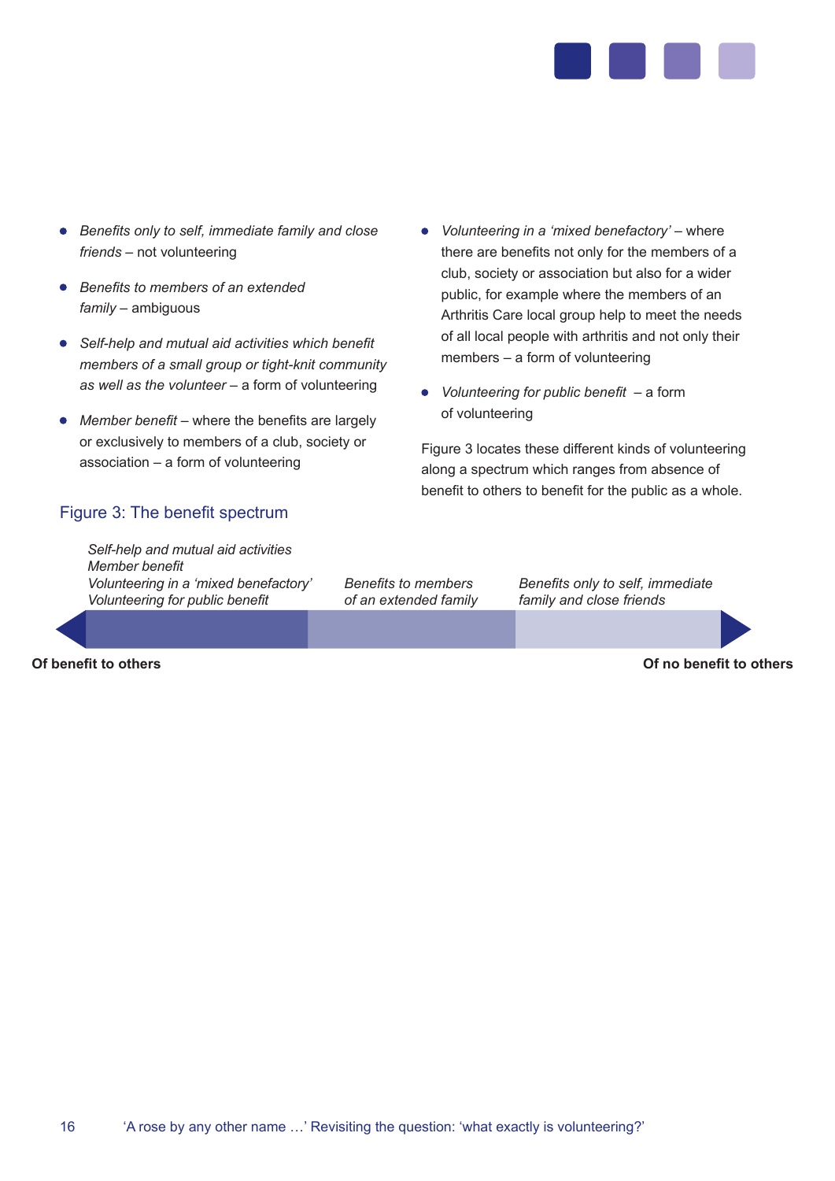- *Benefits only to self, immediate family and close friends* – not volunteering
- *Benefits to members of an extended family* – ambiguous
- *Self-help and mutual aid activities which benefit members of a small group or tight-knit community as well as the volunteer* – a form of volunteering
- *Member benefit* – where the benefits are largely or exclusively to members of a club, society or association – a form of volunteering
- *Volunteering in a 'mixed benefactory'* – where there are benefits not only for the members of a club, society or association but also for a wider public, for example where the members of an Arthritis Care local group help to meet the needs of all local people with arthritis and not only their members – a form of volunteering
- *Volunteering for public benefit* – a form of volunteering

Figure 3 locates these different kinds of volunteering along a spectrum which ranges from absence of benefit to others to benefit for the public as a whole.

## Figure 3: The benefit spectrum

| *Self-help and mutual aid activities*<br>*Member benefit*<br>*Volunteering in a 'mixed benefactory'*<br>*Volunteering for public benefit* | *Benefits to members of an extended family* | *Benefits only to self, immediate family and close friends* |
|---|---|---|

**Of benefit to others** ◄───────────────► **Of no benefit to others**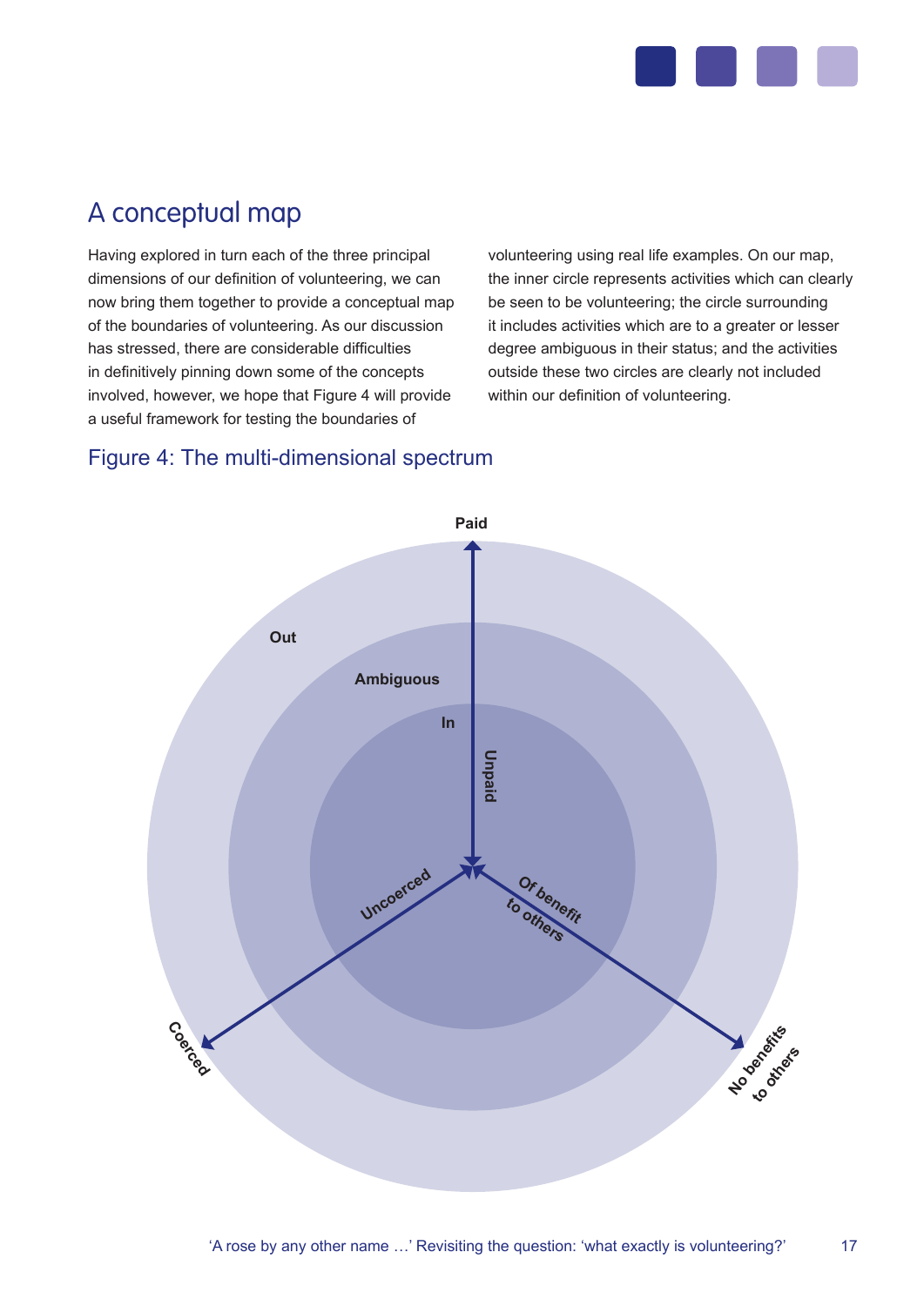## A conceptual map

Having explored in turn each of the three principal dimensions of our definition of volunteering, we can now bring them together to provide a conceptual map of the boundaries of volunteering. As our discussion has stressed, there are considerable difficulties in definitively pinning down some of the concepts involved, however, we hope that Figure 4 will provide a useful framework for testing the boundaries of volunteering using real life examples. On our map, the inner circle represents activities which can clearly be seen to be volunteering; the circle surrounding it includes activities which are to a greater or lesser degree ambiguous in their status; and the activities outside these two circles are clearly not included within our definition of volunteering.

### Figure 4: The multi-dimensional spectrum

Paid

Out

Ambiguous

In

Unpaid

Uncoerced

Of benefit to others

Coerced

No benefits to others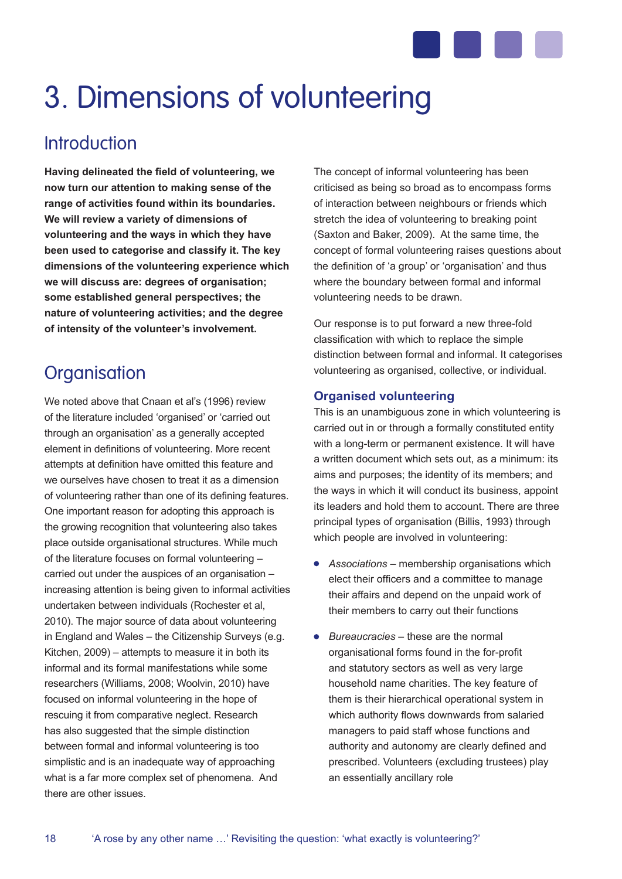# 3. Dimensions of volunteering

## Introduction

**Having delineated the field of volunteering, we now turn our attention to making sense of the range of activities found within its boundaries. We will review a variety of dimensions of volunteering and the ways in which they have been used to categorise and classify it. The key dimensions of the volunteering experience which we will discuss are: degrees of organisation; some established general perspectives; the nature of volunteering activities; and the degree of intensity of the volunteer's involvement.**

## Organisation

We noted above that Cnaan et al's (1996) review of the literature included 'organised' or 'carried out through an organisation' as a generally accepted element in definitions of volunteering. More recent attempts at definition have omitted this feature and we ourselves have chosen to treat it as a dimension of volunteering rather than one of its defining features. One important reason for adopting this approach is the growing recognition that volunteering also takes place outside organisational structures. While much of the literature focuses on formal volunteering – carried out under the auspices of an organisation – increasing attention is being given to informal activities undertaken between individuals (Rochester et al, 2010). The major source of data about volunteering in England and Wales – the Citizenship Surveys (e.g. Kitchen, 2009) – attempts to measure it in both its informal and its formal manifestations while some researchers (Williams, 2008; Woolvin, 2010) have focused on informal volunteering in the hope of rescuing it from comparative neglect. Research has also suggested that the simple distinction between formal and informal volunteering is too simplistic and is an inadequate way of approaching what is a far more complex set of phenomena. And there are other issues.

The concept of informal volunteering has been criticised as being so broad as to encompass forms of interaction between neighbours or friends which stretch the idea of volunteering to breaking point (Saxton and Baker, 2009). At the same time, the concept of formal volunteering raises questions about the definition of 'a group' or 'organisation' and thus where the boundary between formal and informal volunteering needs to be drawn.

Our response is to put forward a new three-fold classification with which to replace the simple distinction between formal and informal. It categorises volunteering as organised, collective, or individual.

### Organised volunteering

This is an unambiguous zone in which volunteering is carried out in or through a formally constituted entity with a long-term or permanent existence. It will have a written document which sets out, as a minimum: its aims and purposes; the identity of its members; and the ways in which it will conduct its business, appoint its leaders and hold them to account. There are three principal types of organisation (Billis, 1993) through which people are involved in volunteering:

- *Associations* – membership organisations which elect their officers and a committee to manage their affairs and depend on the unpaid work of their members to carry out their functions
- *Bureaucracies* – these are the normal organisational forms found in the for-profit and statutory sectors as well as very large household name charities. The key feature of them is their hierarchical operational system in which authority flows downwards from salaried managers to paid staff whose functions and authority and autonomy are clearly defined and prescribed. Volunteers (excluding trustees) play an essentially ancillary role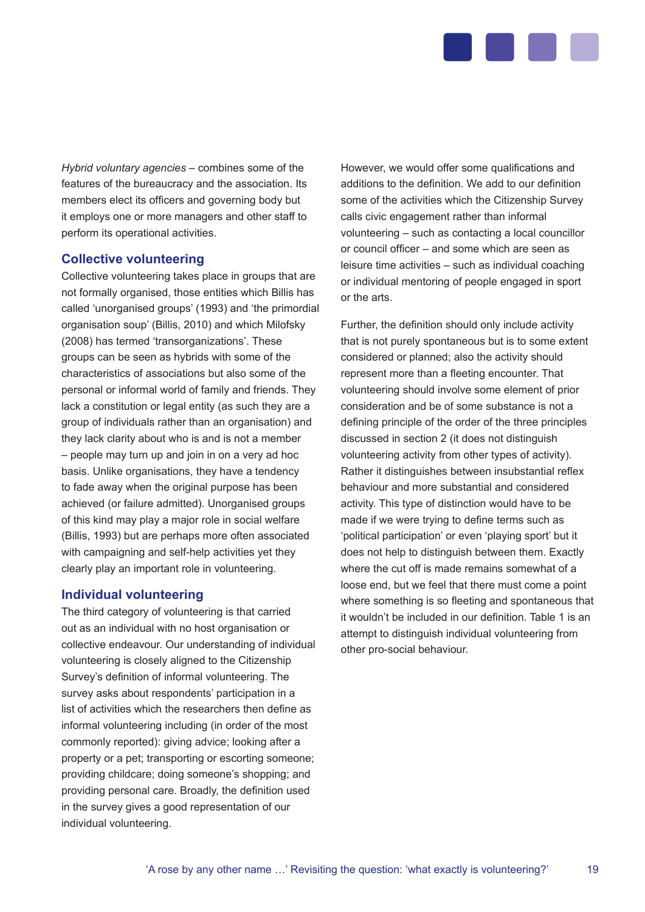*Hybrid voluntary agencies* – combines some of the features of the bureaucracy and the association. Its members elect its officers and governing body but it employs one or more managers and other staff to perform its operational activities.

## Collective volunteering

Collective volunteering takes place in groups that are not formally organised, those entities which Billis has called 'unorganised groups' (1993) and 'the primordial organisation soup' (Billis, 2010) and which Milofsky (2008) has termed 'transorganizations'. These groups can be seen as hybrids with some of the characteristics of associations but also some of the personal or informal world of family and friends. They lack a constitution or legal entity (as such they are a group of individuals rather than an organisation) and they lack clarity about who is and is not a member – people may turn up and join in on a very ad hoc basis. Unlike organisations, they have a tendency to fade away when the original purpose has been achieved (or failure admitted). Unorganised groups of this kind may play a major role in social welfare (Billis, 1993) but are perhaps more often associated with campaigning and self-help activities yet they clearly play an important role in volunteering.

## Individual volunteering

The third category of volunteering is that carried out as an individual with no host organisation or collective endeavour. Our understanding of individual volunteering is closely aligned to the Citizenship Survey's definition of informal volunteering. The survey asks about respondents' participation in a list of activities which the researchers then define as informal volunteering including (in order of the most commonly reported): giving advice; looking after a property or a pet; transporting or escorting someone; providing childcare; doing someone's shopping; and providing personal care. Broadly, the definition used in the survey gives a good representation of our individual volunteering.

However, we would offer some qualifications and additions to the definition. We add to our definition some of the activities which the Citizenship Survey calls civic engagement rather than informal volunteering – such as contacting a local councillor or council officer – and some which are seen as leisure time activities – such as individual coaching or individual mentoring of people engaged in sport or the arts.

Further, the definition should only include activity that is not purely spontaneous but is to some extent considered or planned; also the activity should represent more than a fleeting encounter. That volunteering should involve some element of prior consideration and be of some substance is not a defining principle of the order of the three principles discussed in section 2 (it does not distinguish volunteering activity from other types of activity). Rather it distinguishes between insubstantial reflex behaviour and more substantial and considered activity. This type of distinction would have to be made if we were trying to define terms such as 'political participation' or even 'playing sport' but it does not help to distinguish between them. Exactly where the cut off is made remains somewhat of a loose end, but we feel that there must come a point where something is so fleeting and spontaneous that it wouldn't be included in our definition. Table 1 is an attempt to distinguish individual volunteering from other pro-social behaviour.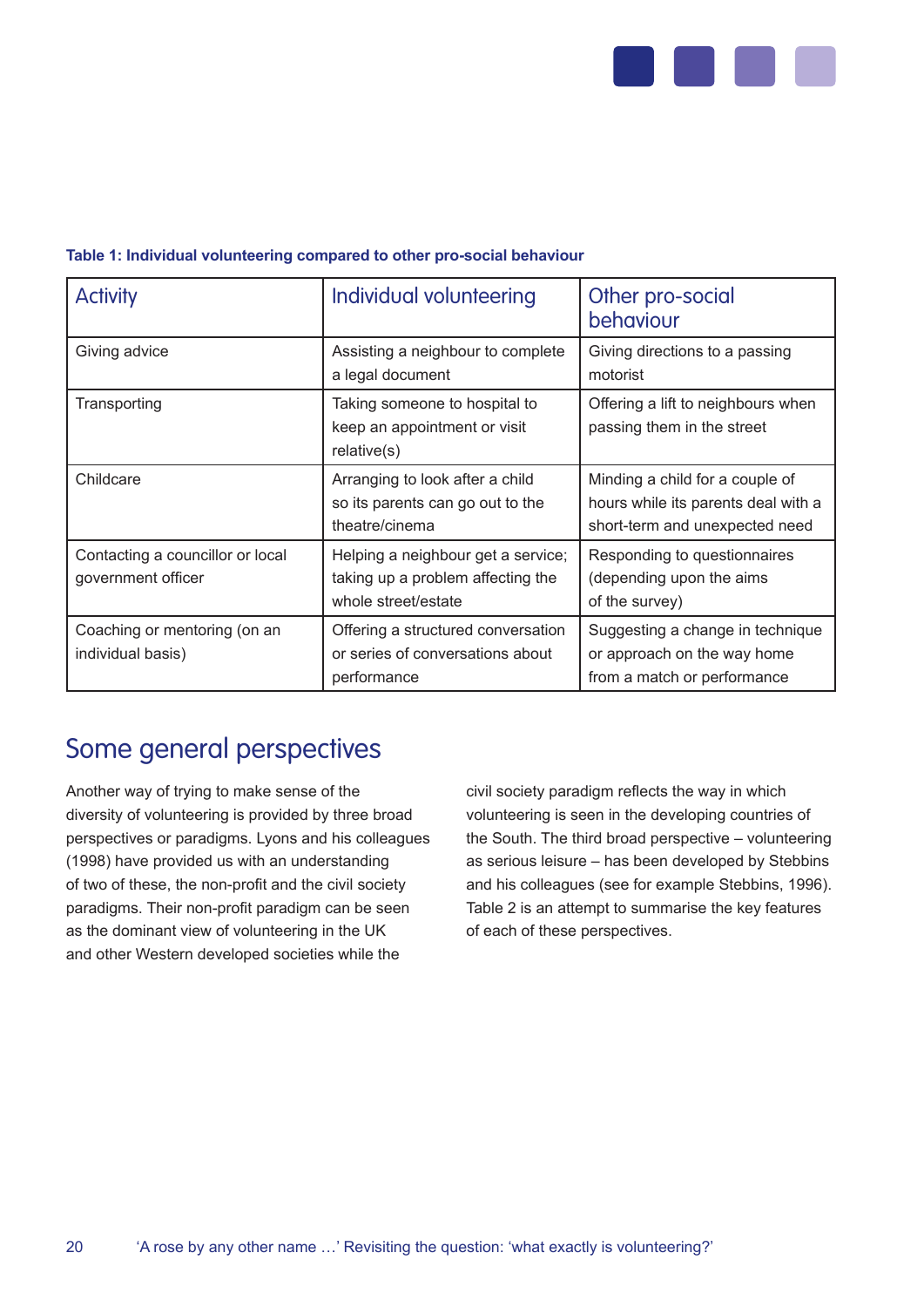**Table 1: Individual volunteering compared to other pro-social behaviour**

| Activity | Individual volunteering | Other pro-social behaviour |
|---|---|---|
| Giving advice | Assisting a neighbour to complete a legal document | Giving directions to a passing motorist |
| Transporting | Taking someone to hospital to keep an appointment or visit relative(s) | Offering a lift to neighbours when passing them in the street |
| Childcare | Arranging to look after a child so its parents can go out to the theatre/cinema | Minding a child for a couple of hours while its parents deal with a short-term and unexpected need |
| Contacting a councillor or local government officer | Helping a neighbour get a service; taking up a problem affecting the whole street/estate | Responding to questionnaires (depending upon the aims of the survey) |
| Coaching or mentoring (on an individual basis) | Offering a structured conversation or series of conversations about performance | Suggesting a change in technique or approach on the way home from a match or performance |

## Some general perspectives

Another way of trying to make sense of the diversity of volunteering is provided by three broad perspectives or paradigms. Lyons and his colleagues (1998) have provided us with an understanding of two of these, the non-profit and the civil society paradigms. Their non-profit paradigm can be seen as the dominant view of volunteering in the UK and other Western developed societies while the civil society paradigm reflects the way in which volunteering is seen in the developing countries of the South. The third broad perspective – volunteering as serious leisure – has been developed by Stebbins and his colleagues (see for example Stebbins, 1996). Table 2 is an attempt to summarise the key features of each of these perspectives.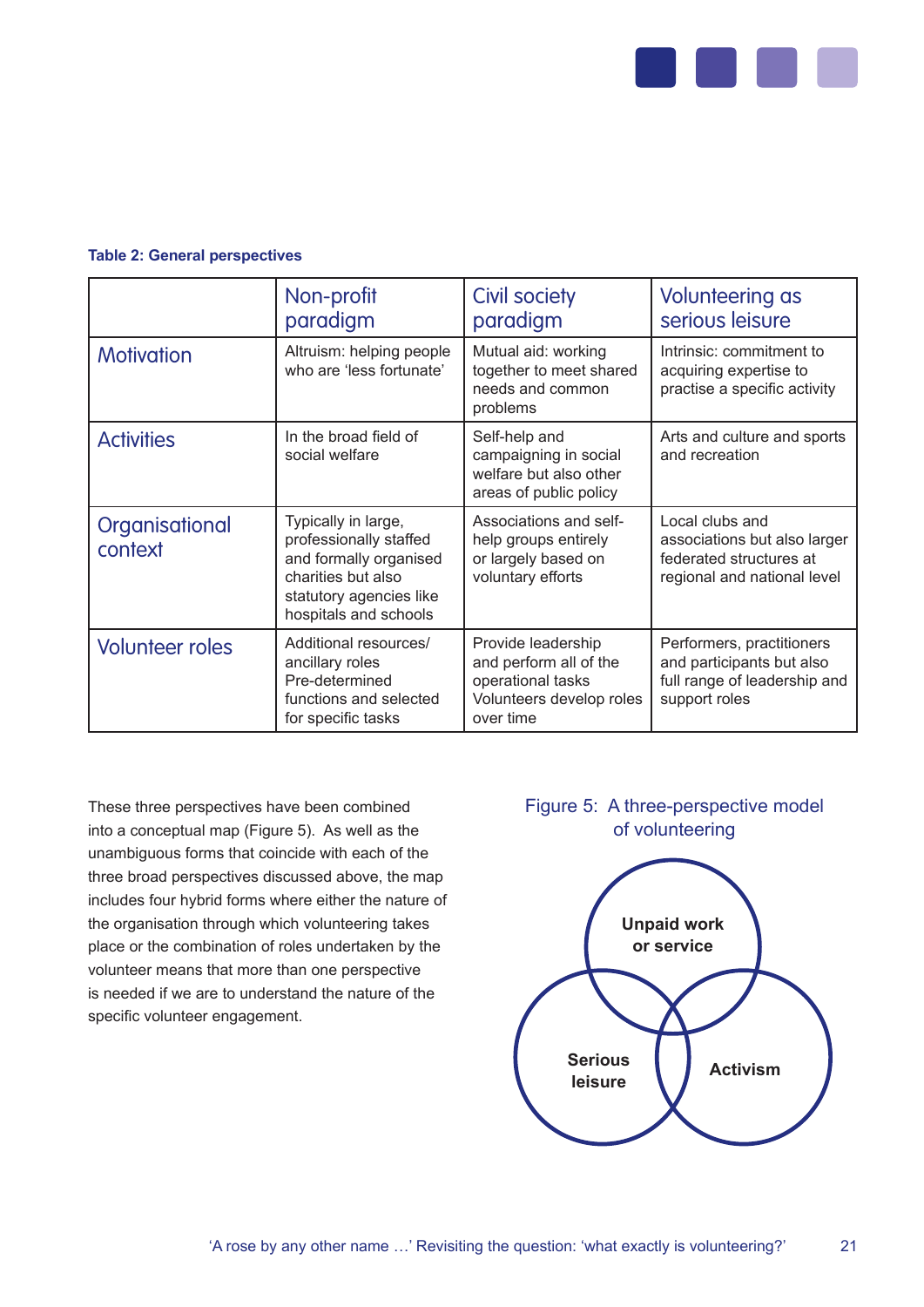**Table 2: General perspectives**

| | Non-profit paradigm | Civil society paradigm | Volunteering as serious leisure |
|---|---|---|---|
| Motivation | Altruism: helping people who are 'less fortunate' | Mutual aid: working together to meet shared needs and common problems | Intrinsic: commitment to acquiring expertise to practise a specific activity |
| Activities | In the broad field of social welfare | Self-help and campaigning in social welfare but also other areas of public policy | Arts and culture and sports and recreation |
| Organisational context | Typically in large, professionally staffed and formally organised charities but also statutory agencies like hospitals and schools | Associations and self-help groups entirely or largely based on voluntary efforts | Local clubs and associations but also larger federated structures at regional and national level |
| Volunteer roles | Additional resources/ ancillary roles Pre-determined functions and selected for specific tasks | Provide leadership and perform all of the operational tasks Volunteers develop roles over time | Performers, practitioners and participants but also full range of leadership and support roles |

These three perspectives have been combined into a conceptual map (Figure 5). As well as the unambiguous forms that coincide with each of the three broad perspectives discussed above, the map includes four hybrid forms where either the nature of the organisation through which volunteering takes place or the combination of roles undertaken by the volunteer means that more than one perspective is needed if we are to understand the nature of the specific volunteer engagement.

Figure 5: A three-perspective model of volunteering

Unpaid work or service

Serious leisure

Activism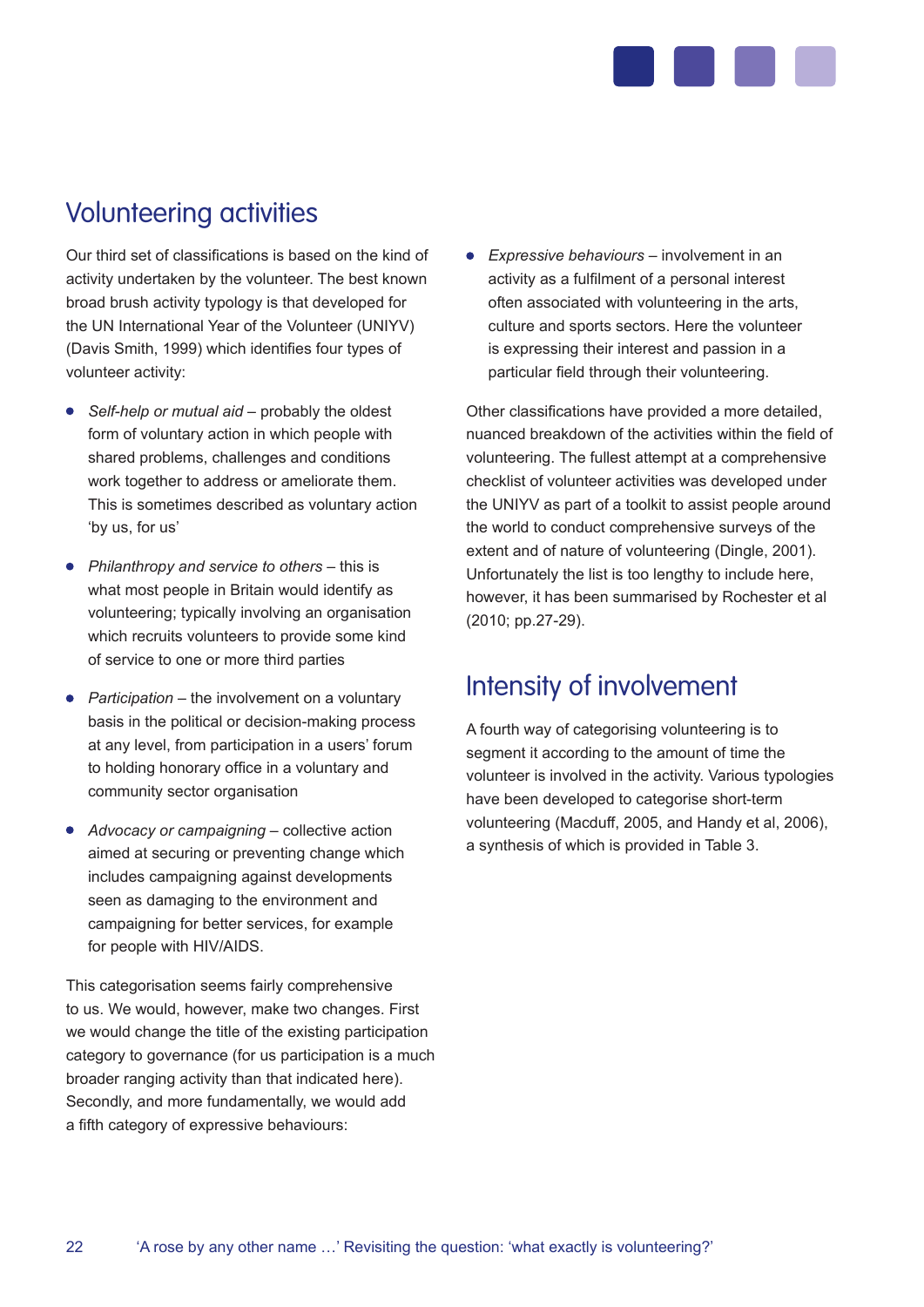## Volunteering activities

Our third set of classifications is based on the kind of activity undertaken by the volunteer. The best known broad brush activity typology is that developed for the UN International Year of the Volunteer (UNIYV) (Davis Smith, 1999) which identifies four types of volunteer activity:

- *Self-help or mutual aid* – probably the oldest form of voluntary action in which people with shared problems, challenges and conditions work together to address or ameliorate them. This is sometimes described as voluntary action 'by us, for us'
- *Philanthropy and service to others* – this is what most people in Britain would identify as volunteering; typically involving an organisation which recruits volunteers to provide some kind of service to one or more third parties
- *Participation* – the involvement on a voluntary basis in the political or decision-making process at any level, from participation in a users' forum to holding honorary office in a voluntary and community sector organisation
- *Advocacy or campaigning* – collective action aimed at securing or preventing change which includes campaigning against developments seen as damaging to the environment and campaigning for better services, for example for people with HIV/AIDS.

This categorisation seems fairly comprehensive to us. We would, however, make two changes. First we would change the title of the existing participation category to governance (for us participation is a much broader ranging activity than that indicated here). Secondly, and more fundamentally, we would add a fifth category of expressive behaviours:

- *Expressive behaviours* – involvement in an activity as a fulfilment of a personal interest often associated with volunteering in the arts, culture and sports sectors. Here the volunteer is expressing their interest and passion in a particular field through their volunteering.

Other classifications have provided a more detailed, nuanced breakdown of the activities within the field of volunteering. The fullest attempt at a comprehensive checklist of volunteer activities was developed under the UNIYV as part of a toolkit to assist people around the world to conduct comprehensive surveys of the extent and of nature of volunteering (Dingle, 2001). Unfortunately the list is too lengthy to include here, however, it has been summarised by Rochester et al (2010; pp.27-29).

## Intensity of involvement

A fourth way of categorising volunteering is to segment it according to the amount of time the volunteer is involved in the activity. Various typologies have been developed to categorise short-term volunteering (Macduff, 2005, and Handy et al, 2006), a synthesis of which is provided in Table 3.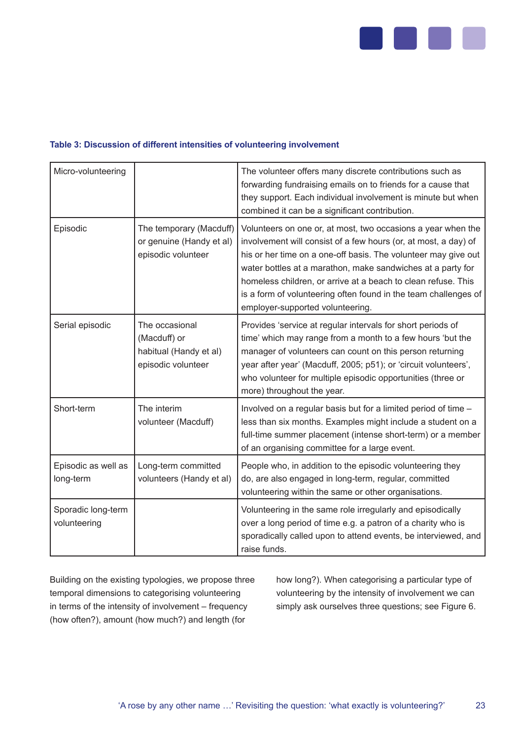**Table 3: Discussion of different intensities of volunteering involvement**

| | | |
|---|---|---|
| Micro-volunteering | | The volunteer offers many discrete contributions such as forwarding fundraising emails on to friends for a cause that they support. Each individual involvement is minute but when combined it can be a significant contribution. |
| Episodic | The temporary (Macduff) or genuine (Handy et al) episodic volunteer | Volunteers on one or, at most, two occasions a year when the involvement will consist of a few hours (or, at most, a day) of his or her time on a one-off basis. The volunteer may give out water bottles at a marathon, make sandwiches at a party for homeless children, or arrive at a beach to clean refuse. This is a form of volunteering often found in the team challenges of employer-supported volunteering. |
| Serial episodic | The occasional (Macduff) or habitual (Handy et al) episodic volunteer | Provides 'service at regular intervals for short periods of time' which may range from a month to a few hours 'but the manager of volunteers can count on this person returning year after year' (Macduff, 2005; p51); or 'circuit volunteers', who volunteer for multiple episodic opportunities (three or more) throughout the year. |
| Short-term | The interim volunteer (Macduff) | Involved on a regular basis but for a limited period of time – less than six months. Examples might include a student on a full-time summer placement (intense short-term) or a member of an organising committee for a large event. |
| Episodic as well as long-term | Long-term committed volunteers (Handy et al) | People who, in addition to the episodic volunteering they do, are also engaged in long-term, regular, committed volunteering within the same or other organisations. |
| Sporadic long-term volunteering | | Volunteering in the same role irregularly and episodically over a long period of time e.g. a patron of a charity who is sporadically called upon to attend events, be interviewed, and raise funds. |

Building on the existing typologies, we propose three temporal dimensions to categorising volunteering in terms of the intensity of involvement – frequency (how often?), amount (how much?) and length (for how long?). When categorising a particular type of volunteering by the intensity of involvement we can simply ask ourselves three questions; see Figure 6.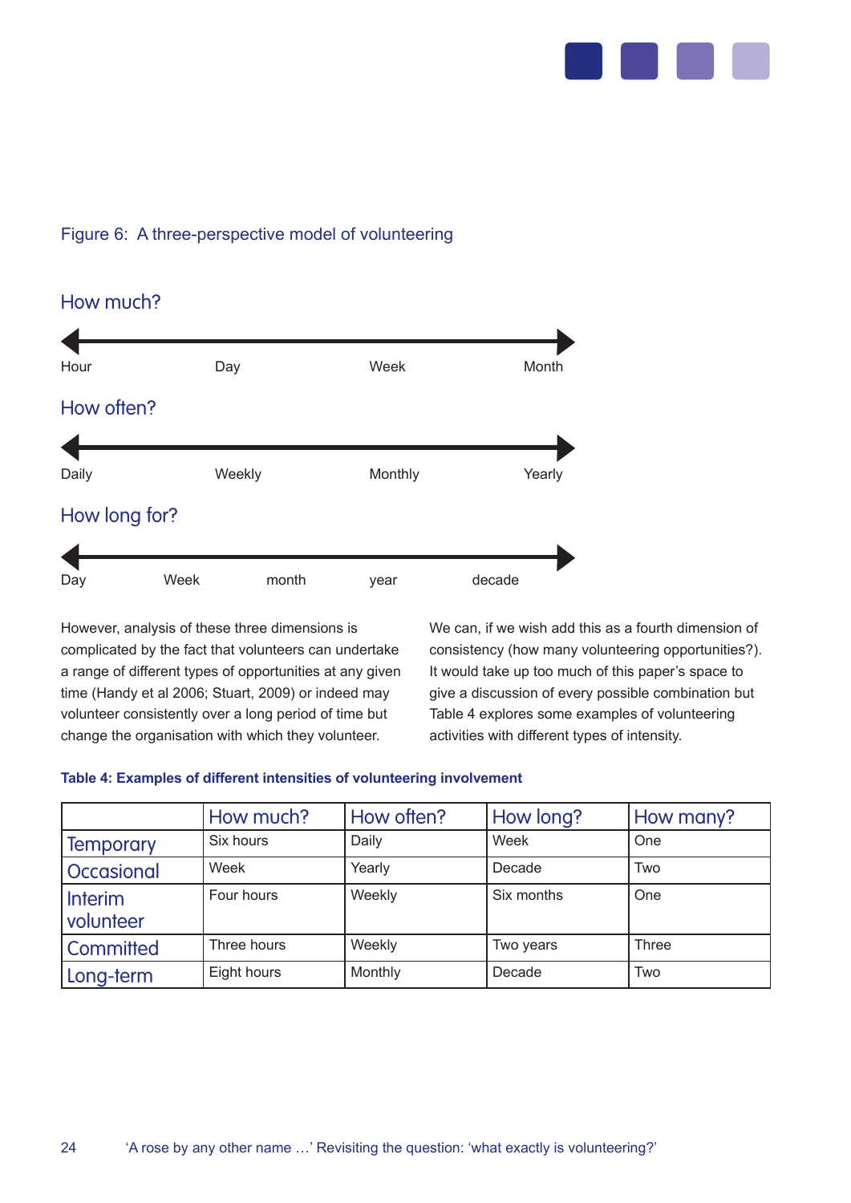Figure 6: A three-perspective model of volunteering

**How much?**

Hour — Day — Week — Month

**How often?**

Daily — Weekly — Monthly — Yearly

**How long for?**

Day — Week — month — year — decade

However, analysis of these three dimensions is complicated by the fact that volunteers can undertake a range of different types of opportunities at any given time (Handy et al 2006; Stuart, 2009) or indeed may volunteer consistently over a long period of time but change the organisation with which they volunteer.

We can, if we wish add this as a fourth dimension of consistency (how many volunteering opportunities?). It would take up too much of this paper's space to give a discussion of every possible combination but Table 4 explores some examples of volunteering activities with different types of intensity.

**Table 4: Examples of different intensities of volunteering involvement**

| | How much? | How often? | How long? | How many? |
|---|---|---|---|---|
| Temporary | Six hours | Daily | Week | One |
| Occasional | Week | Yearly | Decade | Two |
| Interim volunteer | Four hours | Weekly | Six months | One |
| Committed | Three hours | Weekly | Two years | Three |
| Long-term | Eight hours | Monthly | Decade | Two |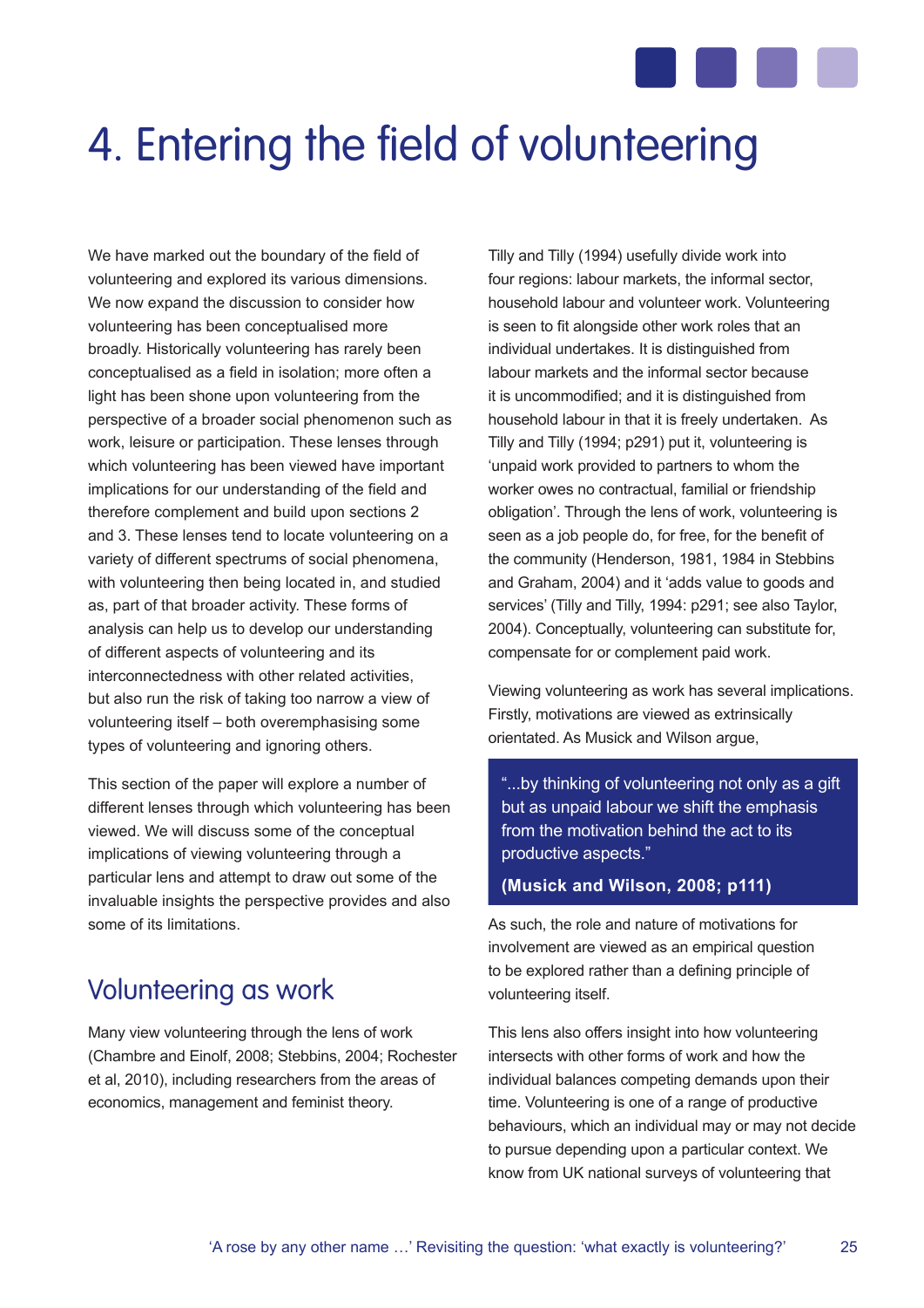# 4. Entering the field of volunteering

We have marked out the boundary of the field of volunteering and explored its various dimensions. We now expand the discussion to consider how volunteering has been conceptualised more broadly. Historically volunteering has rarely been conceptualised as a field in isolation; more often a light has been shone upon volunteering from the perspective of a broader social phenomenon such as work, leisure or participation. These lenses through which volunteering has been viewed have important implications for our understanding of the field and therefore complement and build upon sections 2 and 3. These lenses tend to locate volunteering on a variety of different spectrums of social phenomena, with volunteering then being located in, and studied as, part of that broader activity. These forms of analysis can help us to develop our understanding of different aspects of volunteering and its interconnectedness with other related activities, but also run the risk of taking too narrow a view of volunteering itself – both overemphasising some types of volunteering and ignoring others.

This section of the paper will explore a number of different lenses through which volunteering has been viewed. We will discuss some of the conceptual implications of viewing volunteering through a particular lens and attempt to draw out some of the invaluable insights the perspective provides and also some of its limitations.

## Volunteering as work

Many view volunteering through the lens of work (Chambre and Einolf, 2008; Stebbins, 2004; Rochester et al, 2010), including researchers from the areas of economics, management and feminist theory.

Tilly and Tilly (1994) usefully divide work into four regions: labour markets, the informal sector, household labour and volunteer work. Volunteering is seen to fit alongside other work roles that an individual undertakes. It is distinguished from labour markets and the informal sector because it is uncommodified; and it is distinguished from household labour in that it is freely undertaken. As Tilly and Tilly (1994; p291) put it, volunteering is 'unpaid work provided to partners to whom the worker owes no contractual, familial or friendship obligation'. Through the lens of work, volunteering is seen as a job people do, for free, for the benefit of the community (Henderson, 1981, 1984 in Stebbins and Graham, 2004) and it 'adds value to goods and services' (Tilly and Tilly, 1994: p291; see also Taylor, 2004). Conceptually, volunteering can substitute for, compensate for or complement paid work.

Viewing volunteering as work has several implications. Firstly, motivations are viewed as extrinsically orientated. As Musick and Wilson argue,

> "...by thinking of volunteering not only as a gift but as unpaid labour we shift the emphasis from the motivation behind the act to its productive aspects."
>
> **(Musick and Wilson, 2008; p111)**

As such, the role and nature of motivations for involvement are viewed as an empirical question to be explored rather than a defining principle of volunteering itself.

This lens also offers insight into how volunteering intersects with other forms of work and how the individual balances competing demands upon their time. Volunteering is one of a range of productive behaviours, which an individual may or may not decide to pursue depending upon a particular context. We know from UK national surveys of volunteering that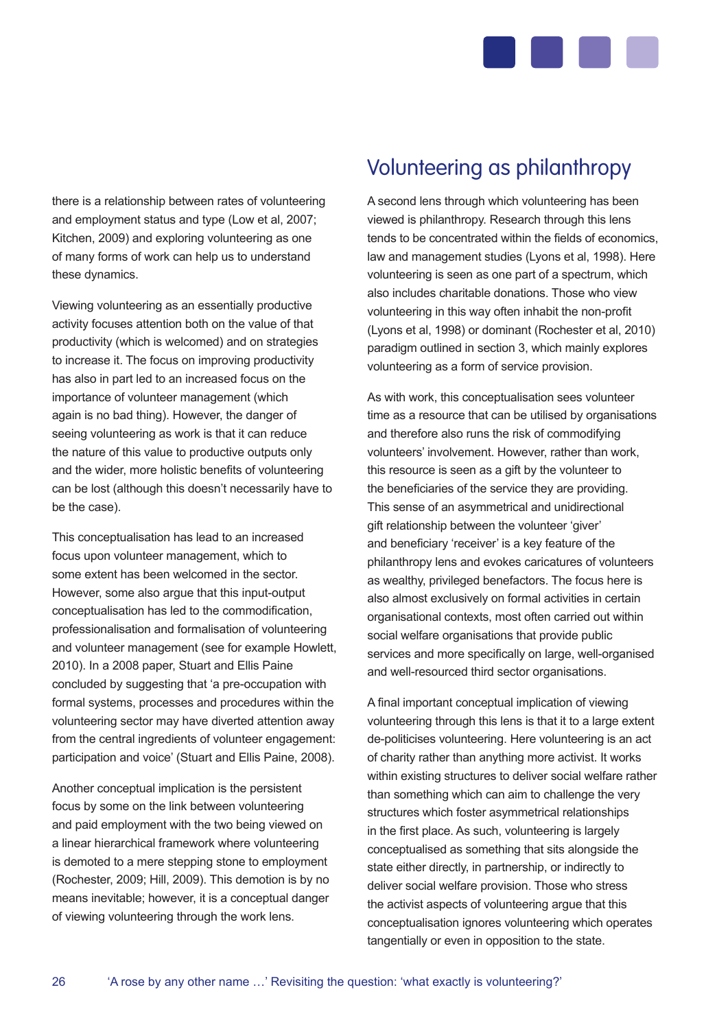there is a relationship between rates of volunteering and employment status and type (Low et al, 2007; Kitchen, 2009) and exploring volunteering as one of many forms of work can help us to understand these dynamics.

Viewing volunteering as an essentially productive activity focuses attention both on the value of that productivity (which is welcomed) and on strategies to increase it. The focus on improving productivity has also in part led to an increased focus on the importance of volunteer management (which again is no bad thing). However, the danger of seeing volunteering as work is that it can reduce the nature of this value to productive outputs only and the wider, more holistic benefits of volunteering can be lost (although this doesn't necessarily have to be the case).

This conceptualisation has lead to an increased focus upon volunteer management, which to some extent has been welcomed in the sector. However, some also argue that this input-output conceptualisation has led to the commodification, professionalisation and formalisation of volunteering and volunteer management (see for example Howlett, 2010). In a 2008 paper, Stuart and Ellis Paine concluded by suggesting that 'a pre-occupation with formal systems, processes and procedures within the volunteering sector may have diverted attention away from the central ingredients of volunteer engagement: participation and voice' (Stuart and Ellis Paine, 2008).

Another conceptual implication is the persistent focus by some on the link between volunteering and paid employment with the two being viewed on a linear hierarchical framework where volunteering is demoted to a mere stepping stone to employment (Rochester, 2009; Hill, 2009). This demotion is by no means inevitable; however, it is a conceptual danger of viewing volunteering through the work lens.

## Volunteering as philanthropy

A second lens through which volunteering has been viewed is philanthropy. Research through this lens tends to be concentrated within the fields of economics, law and management studies (Lyons et al, 1998). Here volunteering is seen as one part of a spectrum, which also includes charitable donations. Those who view volunteering in this way often inhabit the non-profit (Lyons et al, 1998) or dominant (Rochester et al, 2010) paradigm outlined in section 3, which mainly explores volunteering as a form of service provision.

As with work, this conceptualisation sees volunteer time as a resource that can be utilised by organisations and therefore also runs the risk of commodifying volunteers' involvement. However, rather than work, this resource is seen as a gift by the volunteer to the beneficiaries of the service they are providing. This sense of an asymmetrical and unidirectional gift relationship between the volunteer 'giver' and beneficiary 'receiver' is a key feature of the philanthropy lens and evokes caricatures of volunteers as wealthy, privileged benefactors. The focus here is also almost exclusively on formal activities in certain organisational contexts, most often carried out within social welfare organisations that provide public services and more specifically on large, well-organised and well-resourced third sector organisations.

A final important conceptual implication of viewing volunteering through this lens is that it to a large extent de-politicises volunteering. Here volunteering is an act of charity rather than anything more activist. It works within existing structures to deliver social welfare rather than something which can aim to challenge the very structures which foster asymmetrical relationships in the first place. As such, volunteering is largely conceptualised as something that sits alongside the state either directly, in partnership, or indirectly to deliver social welfare provision. Those who stress the activist aspects of volunteering argue that this conceptualisation ignores volunteering which operates tangentially or even in opposition to the state.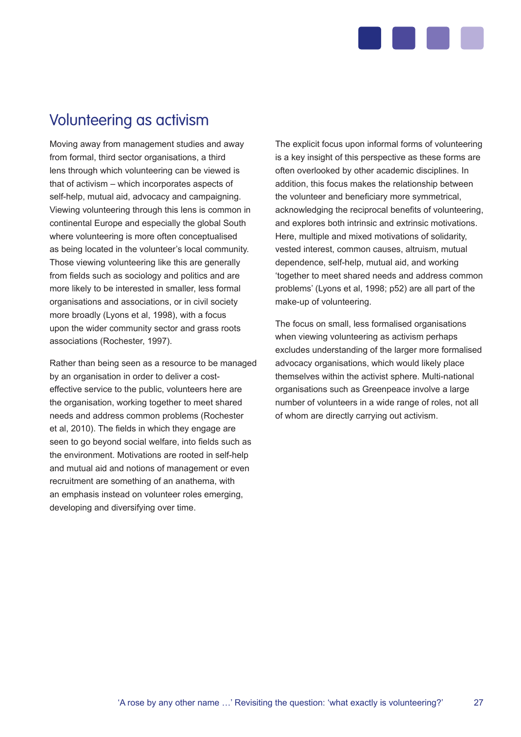## Volunteering as activism

Moving away from management studies and away from formal, third sector organisations, a third lens through which volunteering can be viewed is that of activism – which incorporates aspects of self-help, mutual aid, advocacy and campaigning. Viewing volunteering through this lens is common in continental Europe and especially the global South where volunteering is more often conceptualised as being located in the volunteer's local community. Those viewing volunteering like this are generally from fields such as sociology and politics and are more likely to be interested in smaller, less formal organisations and associations, or in civil society more broadly (Lyons et al, 1998), with a focus upon the wider community sector and grass roots associations (Rochester, 1997).

Rather than being seen as a resource to be managed by an organisation in order to deliver a cost-effective service to the public, volunteers here are the organisation, working together to meet shared needs and address common problems (Rochester et al, 2010). The fields in which they engage are seen to go beyond social welfare, into fields such as the environment. Motivations are rooted in self-help and mutual aid and notions of management or even recruitment are something of an anathema, with an emphasis instead on volunteer roles emerging, developing and diversifying over time.

The explicit focus upon informal forms of volunteering is a key insight of this perspective as these forms are often overlooked by other academic disciplines. In addition, this focus makes the relationship between the volunteer and beneficiary more symmetrical, acknowledging the reciprocal benefits of volunteering, and explores both intrinsic and extrinsic motivations. Here, multiple and mixed motivations of solidarity, vested interest, common causes, altruism, mutual dependence, self-help, mutual aid, and working 'together to meet shared needs and address common problems' (Lyons et al, 1998; p52) are all part of the make-up of volunteering.

The focus on small, less formalised organisations when viewing volunteering as activism perhaps excludes understanding of the larger more formalised advocacy organisations, which would likely place themselves within the activist sphere. Multi-national organisations such as Greenpeace involve a large number of volunteers in a wide range of roles, not all of whom are directly carrying out activism.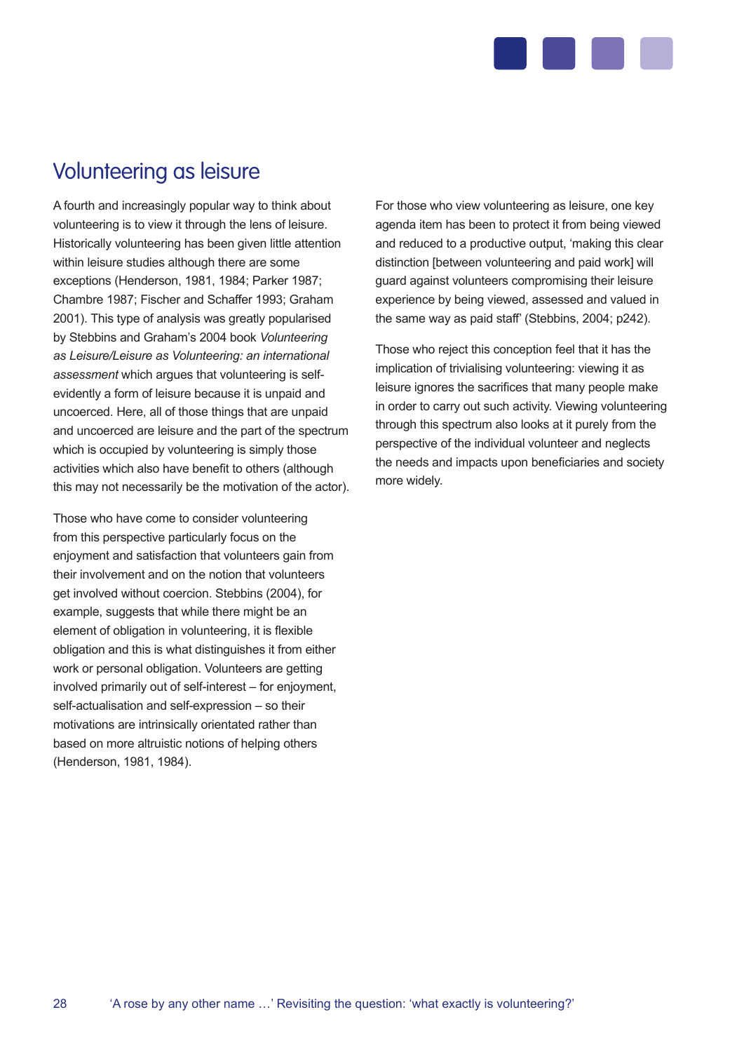## Volunteering as leisure

A fourth and increasingly popular way to think about volunteering is to view it through the lens of leisure. Historically volunteering has been given little attention within leisure studies although there are some exceptions (Henderson, 1981, 1984; Parker 1987; Chambre 1987; Fischer and Schaffer 1993; Graham 2001). This type of analysis was greatly popularised by Stebbins and Graham's 2004 book *Volunteering as Leisure/Leisure as Volunteering: an international assessment* which argues that volunteering is self-evidently a form of leisure because it is unpaid and uncoerced. Here, all of those things that are unpaid and uncoerced are leisure and the part of the spectrum which is occupied by volunteering is simply those activities which also have benefit to others (although this may not necessarily be the motivation of the actor).

Those who have come to consider volunteering from this perspective particularly focus on the enjoyment and satisfaction that volunteers gain from their involvement and on the notion that volunteers get involved without coercion. Stebbins (2004), for example, suggests that while there might be an element of obligation in volunteering, it is flexible obligation and this is what distinguishes it from either work or personal obligation. Volunteers are getting involved primarily out of self-interest – for enjoyment, self-actualisation and self-expression – so their motivations are intrinsically orientated rather than based on more altruistic notions of helping others (Henderson, 1981, 1984).

For those who view volunteering as leisure, one key agenda item has been to protect it from being viewed and reduced to a productive output, 'making this clear distinction [between volunteering and paid work] will guard against volunteers compromising their leisure experience by being viewed, assessed and valued in the same way as paid staff' (Stebbins, 2004; p242).

Those who reject this conception feel that it has the implication of trivialising volunteering: viewing it as leisure ignores the sacrifices that many people make in order to carry out such activity. Viewing volunteering through this spectrum also looks at it purely from the perspective of the individual volunteer and neglects the needs and impacts upon beneficiaries and society more widely.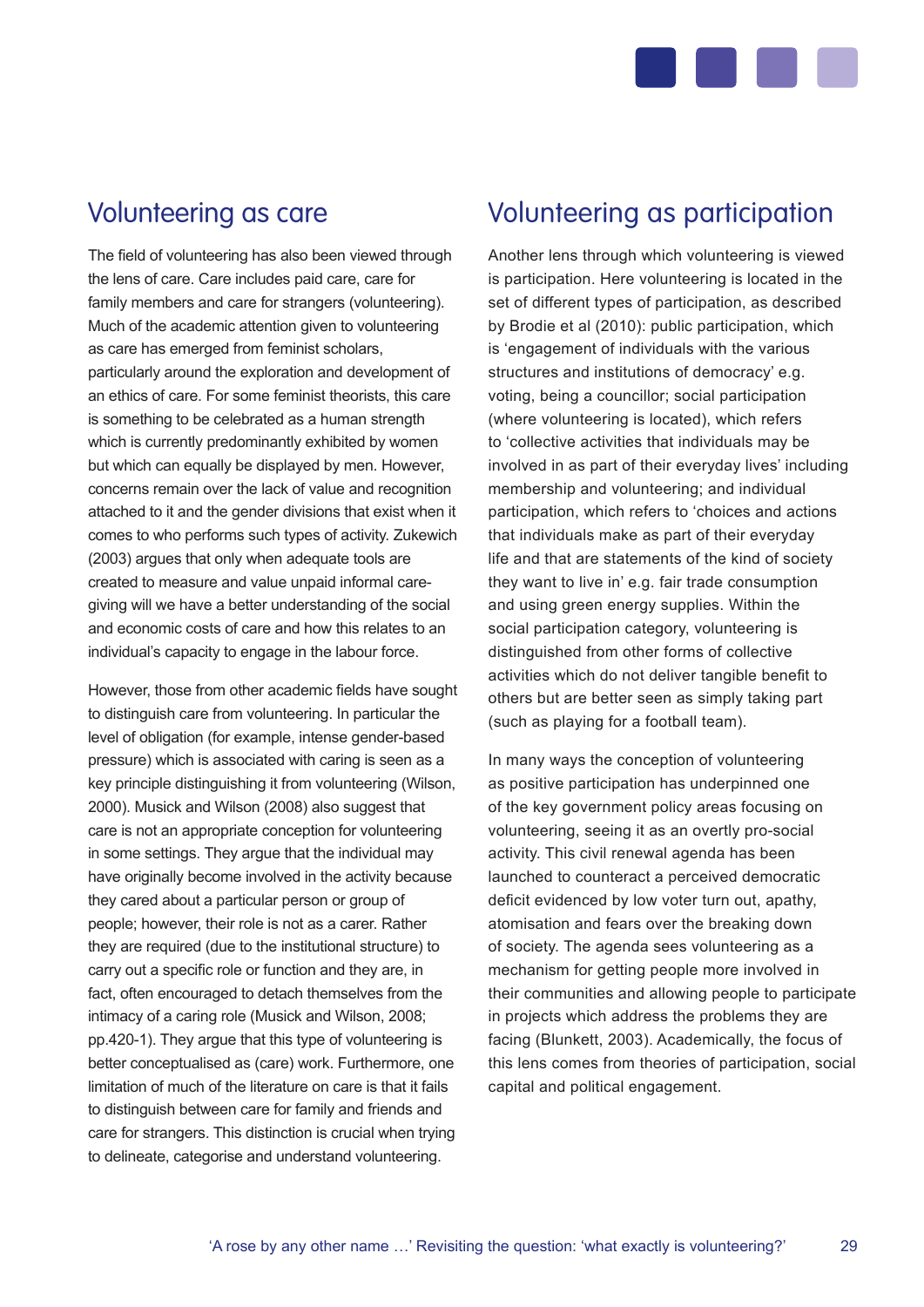## Volunteering as care

The field of volunteering has also been viewed through the lens of care. Care includes paid care, care for family members and care for strangers (volunteering). Much of the academic attention given to volunteering as care has emerged from feminist scholars, particularly around the exploration and development of an ethics of care. For some feminist theorists, this care is something to be celebrated as a human strength which is currently predominantly exhibited by women but which can equally be displayed by men. However, concerns remain over the lack of value and recognition attached to it and the gender divisions that exist when it comes to who performs such types of activity. Zukewich (2003) argues that only when adequate tools are created to measure and value unpaid informal care-giving will we have a better understanding of the social and economic costs of care and how this relates to an individual's capacity to engage in the labour force.

However, those from other academic fields have sought to distinguish care from volunteering. In particular the level of obligation (for example, intense gender-based pressure) which is associated with caring is seen as a key principle distinguishing it from volunteering (Wilson, 2000). Musick and Wilson (2008) also suggest that care is not an appropriate conception for volunteering in some settings. They argue that the individual may have originally become involved in the activity because they cared about a particular person or group of people; however, their role is not as a carer. Rather they are required (due to the institutional structure) to carry out a specific role or function and they are, in fact, often encouraged to detach themselves from the intimacy of a caring role (Musick and Wilson, 2008; pp.420-1). They argue that this type of volunteering is better conceptualised as (care) work. Furthermore, one limitation of much of the literature on care is that it fails to distinguish between care for family and friends and care for strangers. This distinction is crucial when trying to delineate, categorise and understand volunteering.

## Volunteering as participation

Another lens through which volunteering is viewed is participation. Here volunteering is located in the set of different types of participation, as described by Brodie et al (2010): public participation, which is 'engagement of individuals with the various structures and institutions of democracy' e.g. voting, being a councillor; social participation (where volunteering is located), which refers to 'collective activities that individuals may be involved in as part of their everyday lives' including membership and volunteering; and individual participation, which refers to 'choices and actions that individuals make as part of their everyday life and that are statements of the kind of society they want to live in' e.g. fair trade consumption and using green energy supplies. Within the social participation category, volunteering is distinguished from other forms of collective activities which do not deliver tangible benefit to others but are better seen as simply taking part (such as playing for a football team).

In many ways the conception of volunteering as positive participation has underpinned one of the key government policy areas focusing on volunteering, seeing it as an overtly pro-social activity. This civil renewal agenda has been launched to counteract a perceived democratic deficit evidenced by low voter turn out, apathy, atomisation and fears over the breaking down of society. The agenda sees volunteering as a mechanism for getting people more involved in their communities and allowing people to participate in projects which address the problems they are facing (Blunkett, 2003). Academically, the focus of this lens comes from theories of participation, social capital and political engagement.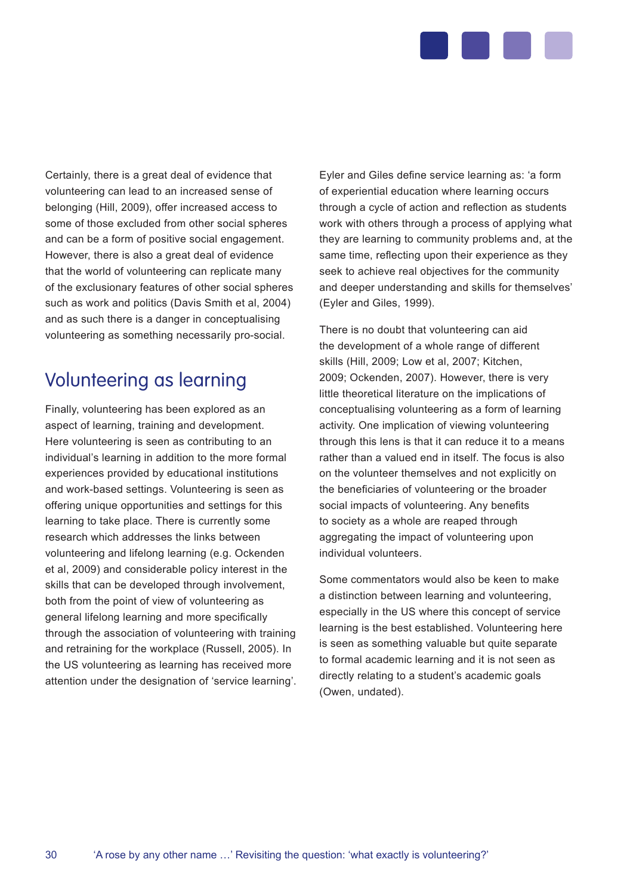Certainly, there is a great deal of evidence that volunteering can lead to an increased sense of belonging (Hill, 2009), offer increased access to some of those excluded from other social spheres and can be a form of positive social engagement. However, there is also a great deal of evidence that the world of volunteering can replicate many of the exclusionary features of other social spheres such as work and politics (Davis Smith et al, 2004) and as such there is a danger in conceptualising volunteering as something necessarily pro-social.

## Volunteering as learning

Finally, volunteering has been explored as an aspect of learning, training and development. Here volunteering is seen as contributing to an individual's learning in addition to the more formal experiences provided by educational institutions and work-based settings. Volunteering is seen as offering unique opportunities and settings for this learning to take place. There is currently some research which addresses the links between volunteering and lifelong learning (e.g. Ockenden et al, 2009) and considerable policy interest in the skills that can be developed through involvement, both from the point of view of volunteering as general lifelong learning and more specifically through the association of volunteering with training and retraining for the workplace (Russell, 2005). In the US volunteering as learning has received more attention under the designation of 'service learning'.

Eyler and Giles define service learning as: 'a form of experiential education where learning occurs through a cycle of action and reflection as students work with others through a process of applying what they are learning to community problems and, at the same time, reflecting upon their experience as they seek to achieve real objectives for the community and deeper understanding and skills for themselves' (Eyler and Giles, 1999).

There is no doubt that volunteering can aid the development of a whole range of different skills (Hill, 2009; Low et al, 2007; Kitchen, 2009; Ockenden, 2007). However, there is very little theoretical literature on the implications of conceptualising volunteering as a form of learning activity. One implication of viewing volunteering through this lens is that it can reduce it to a means rather than a valued end in itself. The focus is also on the volunteer themselves and not explicitly on the beneficiaries of volunteering or the broader social impacts of volunteering. Any benefits to society as a whole are reaped through aggregating the impact of volunteering upon individual volunteers.

Some commentators would also be keen to make a distinction between learning and volunteering, especially in the US where this concept of service learning is the best established. Volunteering here is seen as something valuable but quite separate to formal academic learning and it is not seen as directly relating to a student's academic goals (Owen, undated).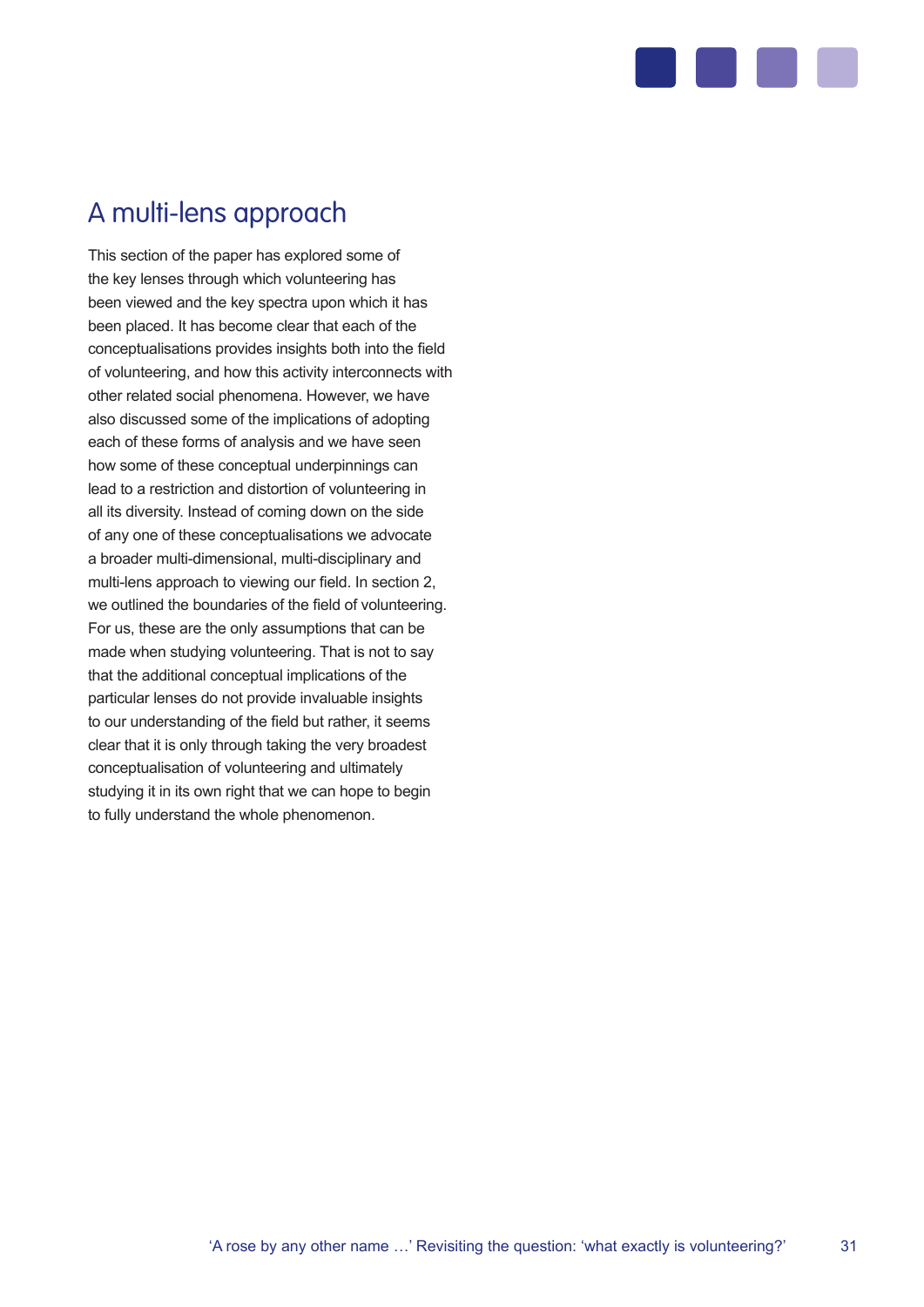## A multi-lens approach

This section of the paper has explored some of the key lenses through which volunteering has been viewed and the key spectra upon which it has been placed. It has become clear that each of the conceptualisations provides insights both into the field of volunteering, and how this activity interconnects with other related social phenomena. However, we have also discussed some of the implications of adopting each of these forms of analysis and we have seen how some of these conceptual underpinnings can lead to a restriction and distortion of volunteering in all its diversity. Instead of coming down on the side of any one of these conceptualisations we advocate a broader multi-dimensional, multi-disciplinary and multi-lens approach to viewing our field. In section 2, we outlined the boundaries of the field of volunteering. For us, these are the only assumptions that can be made when studying volunteering. That is not to say that the additional conceptual implications of the particular lenses do not provide invaluable insights to our understanding of the field but rather, it seems clear that it is only through taking the very broadest conceptualisation of volunteering and ultimately studying it in its own right that we can hope to begin to fully understand the whole phenomenon.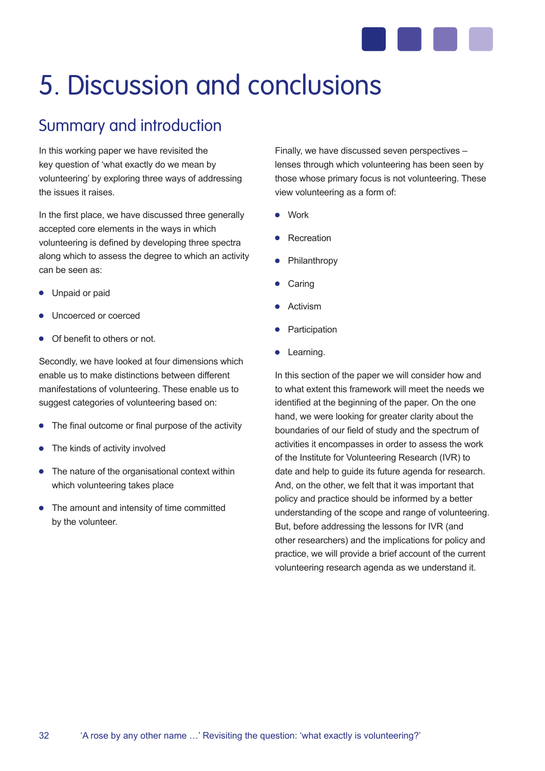# 5. Discussion and conclusions

## Summary and introduction

In this working paper we have revisited the key question of 'what exactly do we mean by volunteering' by exploring three ways of addressing the issues it raises.

In the first place, we have discussed three generally accepted core elements in the ways in which volunteering is defined by developing three spectra along which to assess the degree to which an activity can be seen as:

- Unpaid or paid
- Uncoerced or coerced
- Of benefit to others or not.

Secondly, we have looked at four dimensions which enable us to make distinctions between different manifestations of volunteering. These enable us to suggest categories of volunteering based on:

- The final outcome or final purpose of the activity
- The kinds of activity involved
- The nature of the organisational context within which volunteering takes place
- The amount and intensity of time committed by the volunteer.

Finally, we have discussed seven perspectives – lenses through which volunteering has been seen by those whose primary focus is not volunteering. These view volunteering as a form of:

- Work
- Recreation
- Philanthropy
- Caring
- Activism
- Participation
- Learning.

In this section of the paper we will consider how and to what extent this framework will meet the needs we identified at the beginning of the paper. On the one hand, we were looking for greater clarity about the boundaries of our field of study and the spectrum of activities it encompasses in order to assess the work of the Institute for Volunteering Research (IVR) to date and help to guide its future agenda for research. And, on the other, we felt that it was important that policy and practice should be informed by a better understanding of the scope and range of volunteering. But, before addressing the lessons for IVR (and other researchers) and the implications for policy and practice, we will provide a brief account of the current volunteering research agenda as we understand it.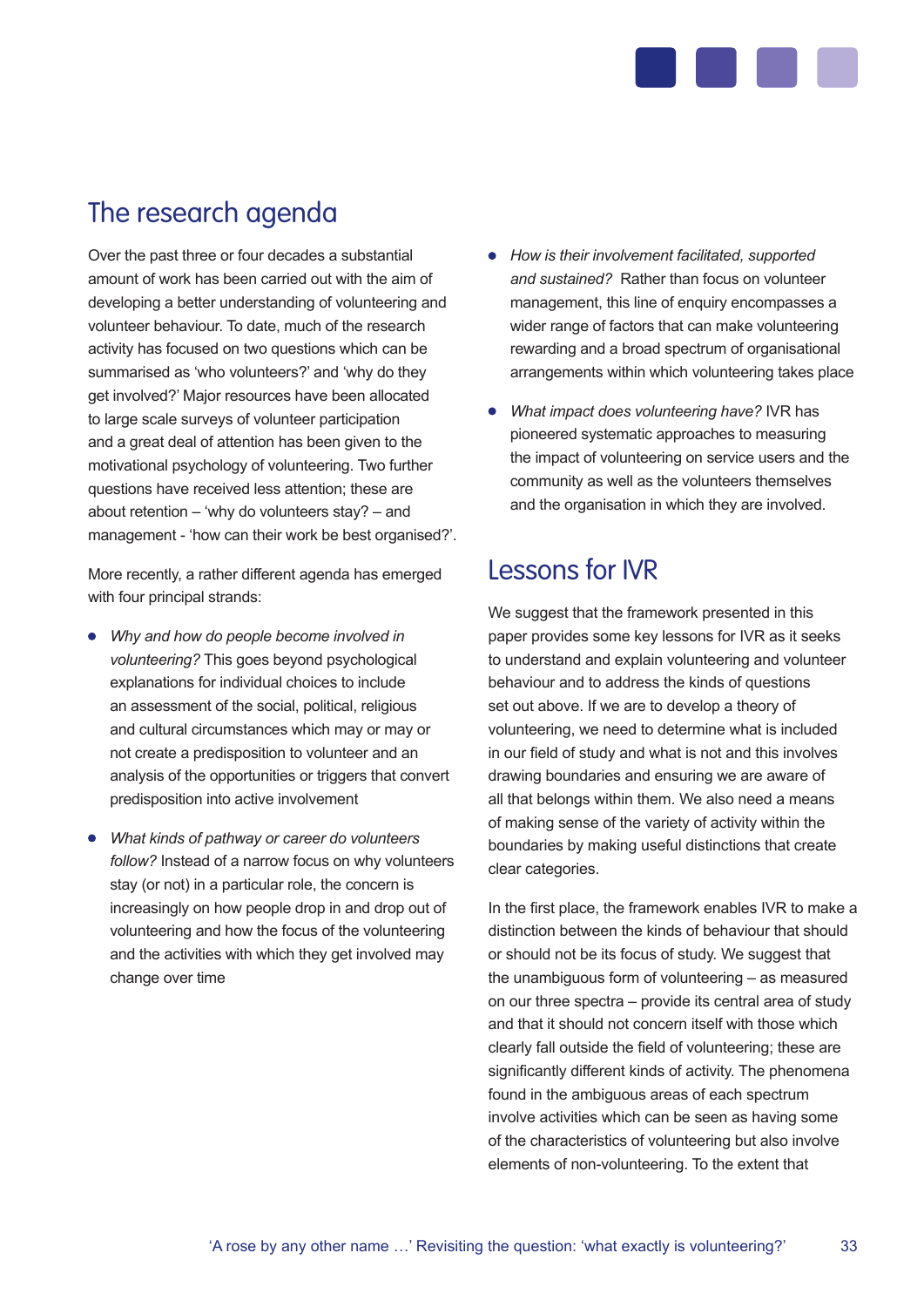## The research agenda

Over the past three or four decades a substantial amount of work has been carried out with the aim of developing a better understanding of volunteering and volunteer behaviour. To date, much of the research activity has focused on two questions which can be summarised as 'who volunteers?' and 'why do they get involved?' Major resources have been allocated to large scale surveys of volunteer participation and a great deal of attention has been given to the motivational psychology of volunteering. Two further questions have received less attention; these are about retention – 'why do volunteers stay? – and management - 'how can their work be best organised?'.

More recently, a rather different agenda has emerged with four principal strands:

- *Why and how do people become involved in volunteering?* This goes beyond psychological explanations for individual choices to include an assessment of the social, political, religious and cultural circumstances which may or may or not create a predisposition to volunteer and an analysis of the opportunities or triggers that convert predisposition into active involvement
- *What kinds of pathway or career do volunteers follow?* Instead of a narrow focus on why volunteers stay (or not) in a particular role, the concern is increasingly on how people drop in and drop out of volunteering and how the focus of the volunteering and the activities with which they get involved may change over time
- *How is their involvement facilitated, supported and sustained?* Rather than focus on volunteer management, this line of enquiry encompasses a wider range of factors that can make volunteering rewarding and a broad spectrum of organisational arrangements within which volunteering takes place
- *What impact does volunteering have?* IVR has pioneered systematic approaches to measuring the impact of volunteering on service users and the community as well as the volunteers themselves and the organisation in which they are involved.

## Lessons for IVR

We suggest that the framework presented in this paper provides some key lessons for IVR as it seeks to understand and explain volunteering and volunteer behaviour and to address the kinds of questions set out above. If we are to develop a theory of volunteering, we need to determine what is included in our field of study and what is not and this involves drawing boundaries and ensuring we are aware of all that belongs within them. We also need a means of making sense of the variety of activity within the boundaries by making useful distinctions that create clear categories.

In the first place, the framework enables IVR to make a distinction between the kinds of behaviour that should or should not be its focus of study. We suggest that the unambiguous form of volunteering – as measured on our three spectra – provide its central area of study and that it should not concern itself with those which clearly fall outside the field of volunteering; these are significantly different kinds of activity. The phenomena found in the ambiguous areas of each spectrum involve activities which can be seen as having some of the characteristics of volunteering but also involve elements of non-volunteering. To the extent that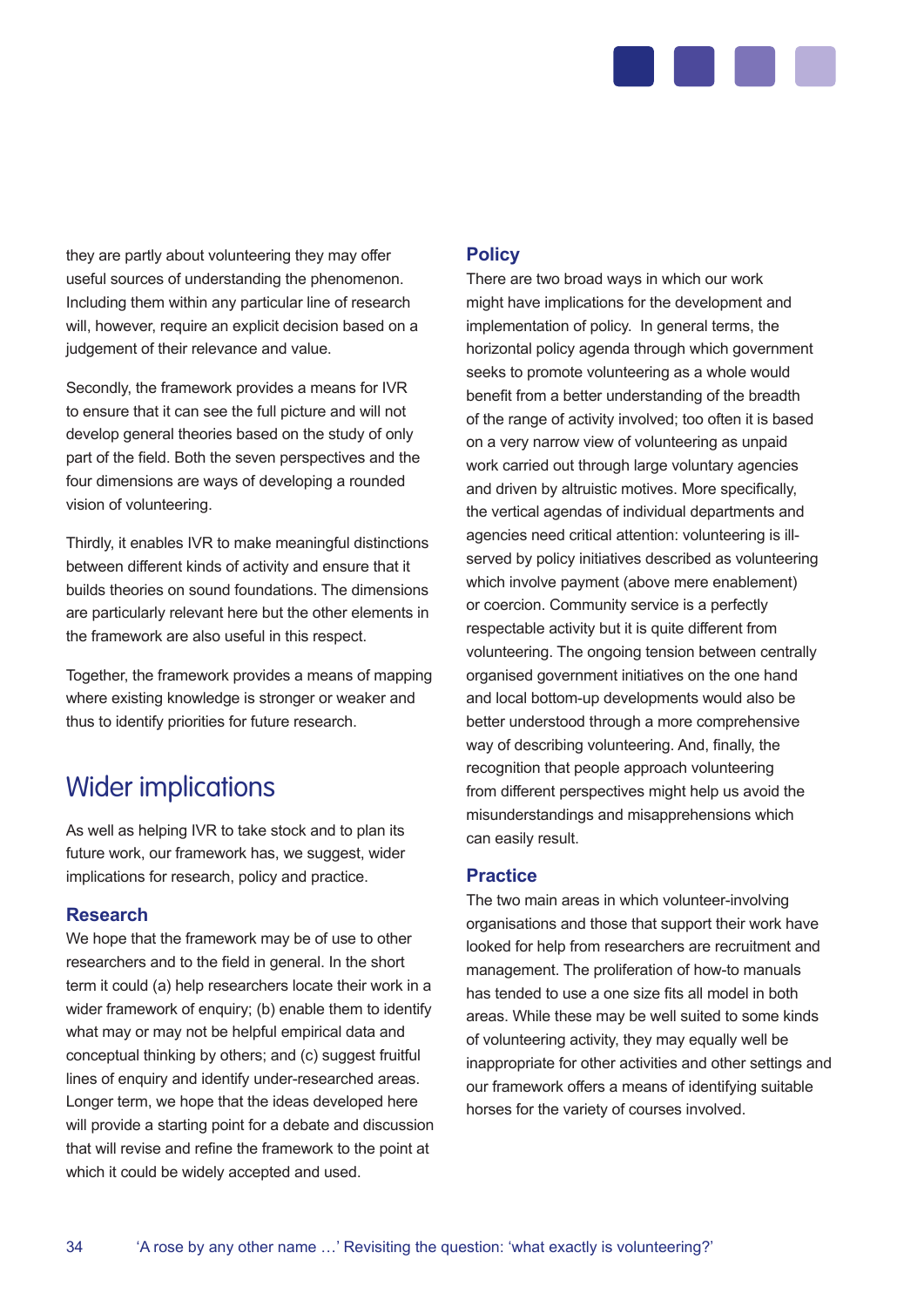they are partly about volunteering they may offer useful sources of understanding the phenomenon. Including them within any particular line of research will, however, require an explicit decision based on a judgement of their relevance and value.

Secondly, the framework provides a means for IVR to ensure that it can see the full picture and will not develop general theories based on the study of only part of the field. Both the seven perspectives and the four dimensions are ways of developing a rounded vision of volunteering.

Thirdly, it enables IVR to make meaningful distinctions between different kinds of activity and ensure that it builds theories on sound foundations. The dimensions are particularly relevant here but the other elements in the framework are also useful in this respect.

Together, the framework provides a means of mapping where existing knowledge is stronger or weaker and thus to identify priorities for future research.

## Wider implications

As well as helping IVR to take stock and to plan its future work, our framework has, we suggest, wider implications for research, policy and practice.

### Research

We hope that the framework may be of use to other researchers and to the field in general. In the short term it could (a) help researchers locate their work in a wider framework of enquiry; (b) enable them to identify what may or may not be helpful empirical data and conceptual thinking by others; and (c) suggest fruitful lines of enquiry and identify under-researched areas. Longer term, we hope that the ideas developed here will provide a starting point for a debate and discussion that will revise and refine the framework to the point at which it could be widely accepted and used.

### Policy

There are two broad ways in which our work might have implications for the development and implementation of policy. In general terms, the horizontal policy agenda through which government seeks to promote volunteering as a whole would benefit from a better understanding of the breadth of the range of activity involved; too often it is based on a very narrow view of volunteering as unpaid work carried out through large voluntary agencies and driven by altruistic motives. More specifically, the vertical agendas of individual departments and agencies need critical attention: volunteering is ill-served by policy initiatives described as volunteering which involve payment (above mere enablement) or coercion. Community service is a perfectly respectable activity but it is quite different from volunteering. The ongoing tension between centrally organised government initiatives on the one hand and local bottom-up developments would also be better understood through a more comprehensive way of describing volunteering. And, finally, the recognition that people approach volunteering from different perspectives might help us avoid the misunderstandings and misapprehensions which can easily result.

### Practice

The two main areas in which volunteer-involving organisations and those that support their work have looked for help from researchers are recruitment and management. The proliferation of how-to manuals has tended to use a one size fits all model in both areas. While these may be well suited to some kinds of volunteering activity, they may equally well be inappropriate for other activities and other settings and our framework offers a means of identifying suitable horses for the variety of courses involved.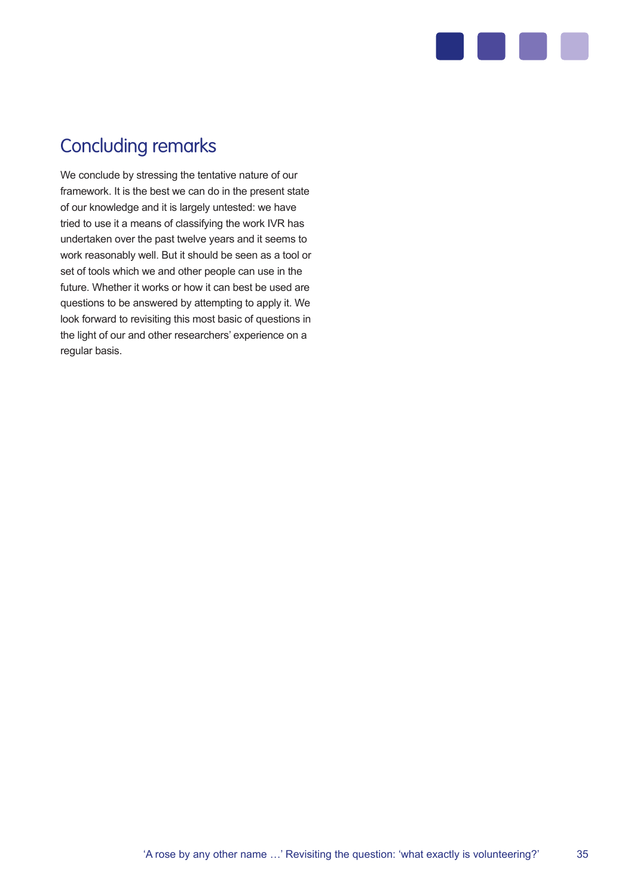## Concluding remarks

We conclude by stressing the tentative nature of our framework. It is the best we can do in the present state of our knowledge and it is largely untested: we have tried to use it a means of classifying the work IVR has undertaken over the past twelve years and it seems to work reasonably well. But it should be seen as a tool or set of tools which we and other people can use in the future. Whether it works or how it can best be used are questions to be answered by attempting to apply it. We look forward to revisiting this most basic of questions in the light of our and other researchers' experience on a regular basis.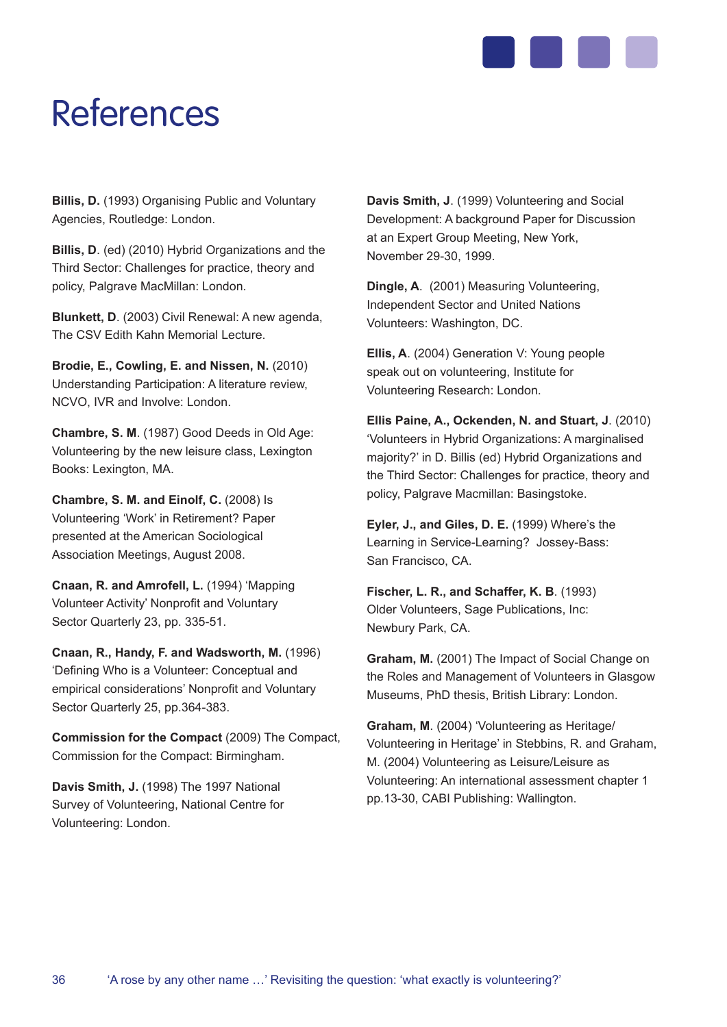# References

**Billis, D.** (1993) Organising Public and Voluntary Agencies, Routledge: London.

**Billis, D**. (ed) (2010) Hybrid Organizations and the Third Sector: Challenges for practice, theory and policy, Palgrave MacMillan: London.

**Blunkett, D**. (2003) Civil Renewal: A new agenda, The CSV Edith Kahn Memorial Lecture.

**Brodie, E., Cowling, E. and Nissen, N.** (2010) Understanding Participation: A literature review, NCVO, IVR and Involve: London.

**Chambre, S. M**. (1987) Good Deeds in Old Age: Volunteering by the new leisure class, Lexington Books: Lexington, MA.

**Chambre, S. M. and Einolf, C.** (2008) Is Volunteering 'Work' in Retirement? Paper presented at the American Sociological Association Meetings, August 2008.

**Cnaan, R. and Amrofell, L.** (1994) 'Mapping Volunteer Activity' Nonprofit and Voluntary Sector Quarterly 23, pp. 335-51.

**Cnaan, R., Handy, F. and Wadsworth, M.** (1996) 'Defining Who is a Volunteer: Conceptual and empirical considerations' Nonprofit and Voluntary Sector Quarterly 25, pp.364-383.

**Commission for the Compact** (2009) The Compact, Commission for the Compact: Birmingham.

**Davis Smith, J.** (1998) The 1997 National Survey of Volunteering, National Centre for Volunteering: London.

**Davis Smith, J**. (1999) Volunteering and Social Development: A background Paper for Discussion at an Expert Group Meeting, New York, November 29-30, 1999.

**Dingle, A**. (2001) Measuring Volunteering, Independent Sector and United Nations Volunteers: Washington, DC.

**Ellis, A**. (2004) Generation V: Young people speak out on volunteering, Institute for Volunteering Research: London.

**Ellis Paine, A., Ockenden, N. and Stuart, J**. (2010) 'Volunteers in Hybrid Organizations: A marginalised majority?' in D. Billis (ed) Hybrid Organizations and the Third Sector: Challenges for practice, theory and policy, Palgrave Macmillan: Basingstoke.

**Eyler, J., and Giles, D. E.** (1999) Where's the Learning in Service-Learning? Jossey-Bass: San Francisco, CA.

**Fischer, L. R., and Schaffer, K. B**. (1993) Older Volunteers, Sage Publications, Inc: Newbury Park, CA.

**Graham, M.** (2001) The Impact of Social Change on the Roles and Management of Volunteers in Glasgow Museums, PhD thesis, British Library: London.

**Graham, M**. (2004) 'Volunteering as Heritage/ Volunteering in Heritage' in Stebbins, R. and Graham, M. (2004) Volunteering as Leisure/Leisure as Volunteering: An international assessment chapter 1 pp.13-30, CABI Publishing: Wallington.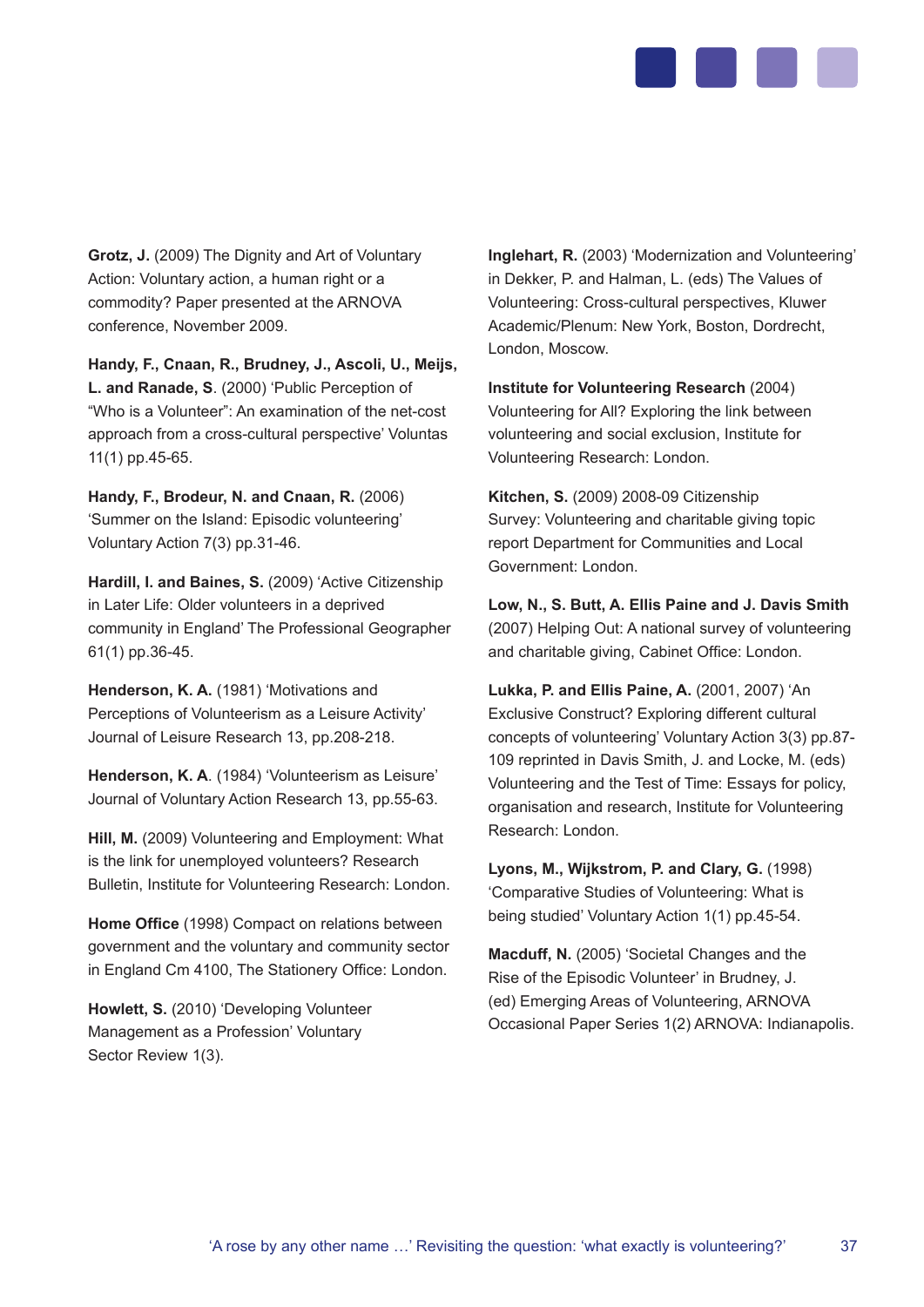**Grotz, J.** (2009) The Dignity and Art of Voluntary Action: Voluntary action, a human right or a commodity? Paper presented at the ARNOVA conference, November 2009.

**Handy, F., Cnaan, R., Brudney, J., Ascoli, U., Meijs, L. and Ranade, S**. (2000) 'Public Perception of "Who is a Volunteer": An examination of the net-cost approach from a cross-cultural perspective' Voluntas 11(1) pp.45-65.

**Handy, F., Brodeur, N. and Cnaan, R.** (2006) 'Summer on the Island: Episodic volunteering' Voluntary Action 7(3) pp.31-46.

**Hardill, I. and Baines, S.** (2009) 'Active Citizenship in Later Life: Older volunteers in a deprived community in England' The Professional Geographer 61(1) pp.36-45.

**Henderson, K. A.** (1981) 'Motivations and Perceptions of Volunteerism as a Leisure Activity' Journal of Leisure Research 13, pp.208-218.

**Henderson, K. A**. (1984) 'Volunteerism as Leisure' Journal of Voluntary Action Research 13, pp.55-63.

**Hill, M.** (2009) Volunteering and Employment: What is the link for unemployed volunteers? Research Bulletin, Institute for Volunteering Research: London.

**Home Office** (1998) Compact on relations between government and the voluntary and community sector in England Cm 4100, The Stationery Office: London.

**Howlett, S.** (2010) 'Developing Volunteer Management as a Profession' Voluntary Sector Review 1(3).

**Inglehart, R.** (2003) 'Modernization and Volunteering' in Dekker, P. and Halman, L. (eds) The Values of Volunteering: Cross-cultural perspectives, Kluwer Academic/Plenum: New York, Boston, Dordrecht, London, Moscow.

**Institute for Volunteering Research** (2004) Volunteering for All? Exploring the link between volunteering and social exclusion, Institute for Volunteering Research: London.

**Kitchen, S.** (2009) 2008-09 Citizenship Survey: Volunteering and charitable giving topic report Department for Communities and Local Government: London.

**Low, N., S. Butt, A. Ellis Paine and J. Davis Smith** (2007) Helping Out: A national survey of volunteering and charitable giving, Cabinet Office: London.

**Lukka, P. and Ellis Paine, A.** (2001, 2007) 'An Exclusive Construct? Exploring different cultural concepts of volunteering' Voluntary Action 3(3) pp.87-109 reprinted in Davis Smith, J. and Locke, M. (eds) Volunteering and the Test of Time: Essays for policy, organisation and research, Institute for Volunteering Research: London.

**Lyons, M., Wijkstrom, P. and Clary, G.** (1998) 'Comparative Studies of Volunteering: What is being studied' Voluntary Action 1(1) pp.45-54.

**Macduff, N.** (2005) 'Societal Changes and the Rise of the Episodic Volunteer' in Brudney, J. (ed) Emerging Areas of Volunteering, ARNOVA Occasional Paper Series 1(2) ARNOVA: Indianapolis.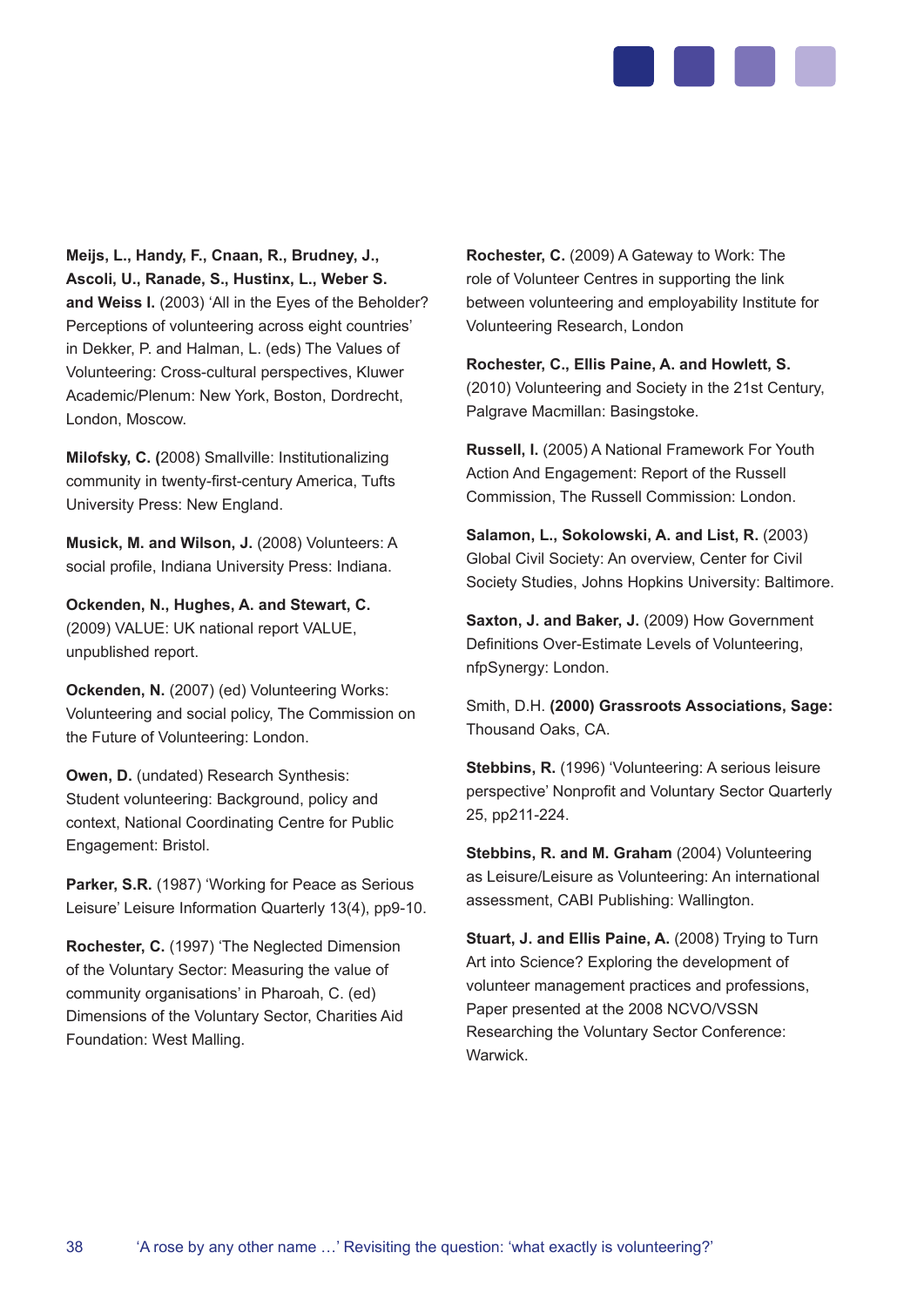**Meijs, L., Handy, F., Cnaan, R., Brudney, J., Ascoli, U., Ranade, S., Hustinx, L., Weber S. and Weiss I.** (2003) 'All in the Eyes of the Beholder? Perceptions of volunteering across eight countries' in Dekker, P. and Halman, L. (eds) The Values of Volunteering: Cross-cultural perspectives, Kluwer Academic/Plenum: New York, Boston, Dordrecht, London, Moscow.

**Milofsky, C. (**2008) Smallville: Institutionalizing community in twenty-first-century America, Tufts University Press: New England.

**Musick, M. and Wilson, J.** (2008) Volunteers: A social profile, Indiana University Press: Indiana.

**Ockenden, N., Hughes, A. and Stewart, C.** (2009) VALUE: UK national report VALUE, unpublished report.

**Ockenden, N.** (2007) (ed) Volunteering Works: Volunteering and social policy, The Commission on the Future of Volunteering: London.

**Owen, D.** (undated) Research Synthesis: Student volunteering: Background, policy and context, National Coordinating Centre for Public Engagement: Bristol.

**Parker, S.R.** (1987) 'Working for Peace as Serious Leisure' Leisure Information Quarterly 13(4), pp9-10.

**Rochester, C.** (1997) 'The Neglected Dimension of the Voluntary Sector: Measuring the value of community organisations' in Pharoah, C. (ed) Dimensions of the Voluntary Sector, Charities Aid Foundation: West Malling.

**Rochester, C.** (2009) A Gateway to Work: The role of Volunteer Centres in supporting the link between volunteering and employability Institute for Volunteering Research, London

**Rochester, C., Ellis Paine, A. and Howlett, S.** (2010) Volunteering and Society in the 21st Century, Palgrave Macmillan: Basingstoke.

**Russell, I.** (2005) A National Framework For Youth Action And Engagement: Report of the Russell Commission, The Russell Commission: London.

**Salamon, L., Sokolowski, A. and List, R.** (2003) Global Civil Society: An overview, Center for Civil Society Studies, Johns Hopkins University: Baltimore.

**Saxton, J. and Baker, J.** (2009) How Government Definitions Over-Estimate Levels of Volunteering, nfpSynergy: London.

Smith, D.H. **(2000) Grassroots Associations, Sage:** Thousand Oaks, CA.

**Stebbins, R.** (1996) 'Volunteering: A serious leisure perspective' Nonprofit and Voluntary Sector Quarterly 25, pp211-224.

**Stebbins, R. and M. Graham** (2004) Volunteering as Leisure/Leisure as Volunteering: An international assessment, CABI Publishing: Wallington.

**Stuart, J. and Ellis Paine, A.** (2008) Trying to Turn Art into Science? Exploring the development of volunteer management practices and professions, Paper presented at the 2008 NCVO/VSSN Researching the Voluntary Sector Conference: Warwick.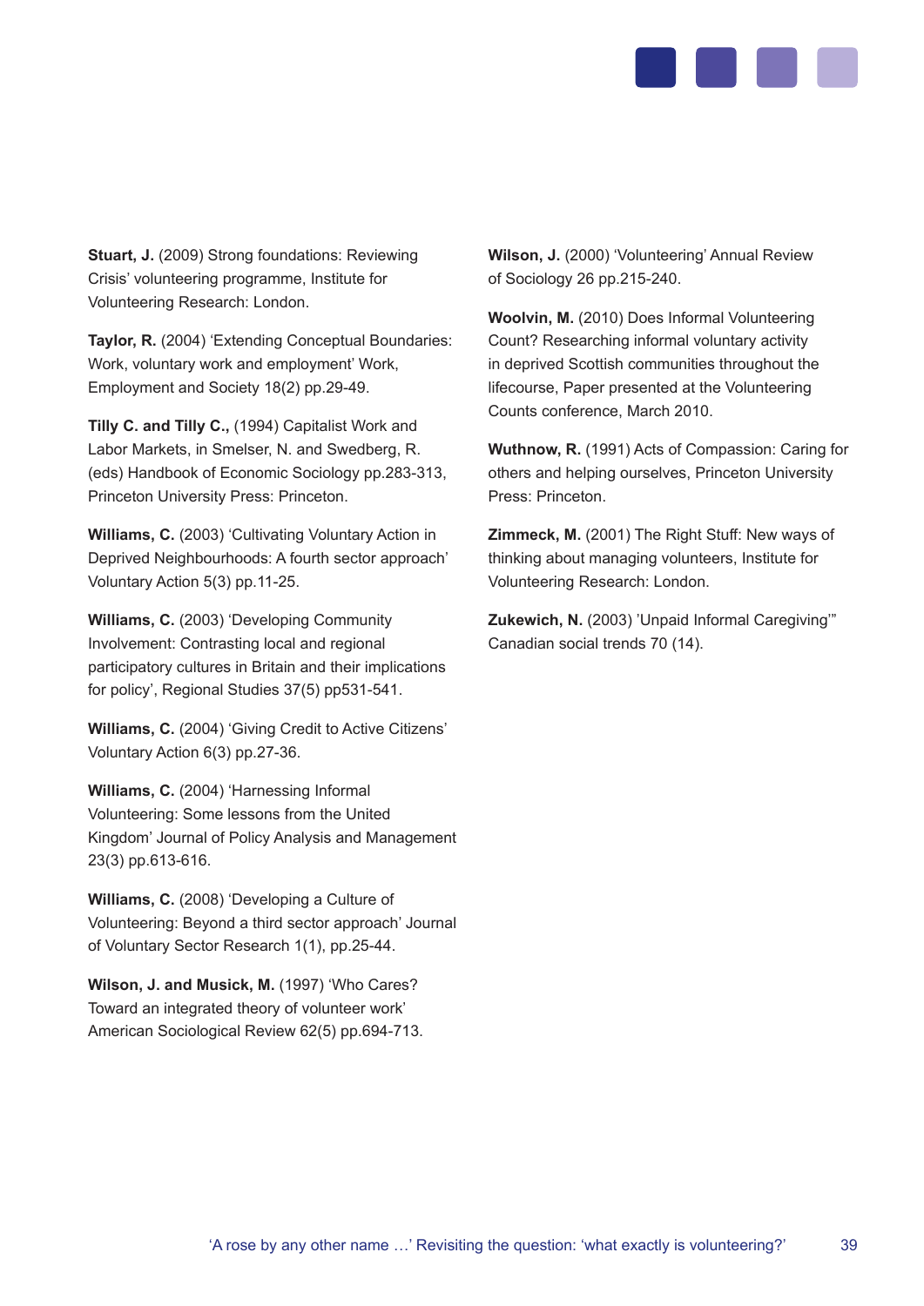**Stuart, J.** (2009) Strong foundations: Reviewing Crisis' volunteering programme, Institute for Volunteering Research: London.

**Taylor, R.** (2004) 'Extending Conceptual Boundaries: Work, voluntary work and employment' Work, Employment and Society 18(2) pp.29-49.

**Tilly C. and Tilly C.,** (1994) Capitalist Work and Labor Markets, in Smelser, N. and Swedberg, R. (eds) Handbook of Economic Sociology pp.283-313, Princeton University Press: Princeton.

**Williams, C.** (2003) 'Cultivating Voluntary Action in Deprived Neighbourhoods: A fourth sector approach' Voluntary Action 5(3) pp.11-25.

**Williams, C.** (2003) 'Developing Community Involvement: Contrasting local and regional participatory cultures in Britain and their implications for policy', Regional Studies 37(5) pp531-541.

**Williams, C.** (2004) 'Giving Credit to Active Citizens' Voluntary Action 6(3) pp.27-36.

**Williams, C.** (2004) 'Harnessing Informal Volunteering: Some lessons from the United Kingdom' Journal of Policy Analysis and Management 23(3) pp.613-616.

**Williams, C.** (2008) 'Developing a Culture of Volunteering: Beyond a third sector approach' Journal of Voluntary Sector Research 1(1), pp.25-44.

**Wilson, J. and Musick, M.** (1997) 'Who Cares? Toward an integrated theory of volunteer work' American Sociological Review 62(5) pp.694-713.

**Wilson, J.** (2000) 'Volunteering' Annual Review of Sociology 26 pp.215-240.

**Woolvin, M.** (2010) Does Informal Volunteering Count? Researching informal voluntary activity in deprived Scottish communities throughout the lifecourse, Paper presented at the Volunteering Counts conference, March 2010.

**Wuthnow, R.** (1991) Acts of Compassion: Caring for others and helping ourselves, Princeton University Press: Princeton.

**Zimmeck, M.** (2001) The Right Stuff: New ways of thinking about managing volunteers, Institute for Volunteering Research: London.

**Zukewich, N.** (2003) 'Unpaid Informal Caregiving'" Canadian social trends 70 (14).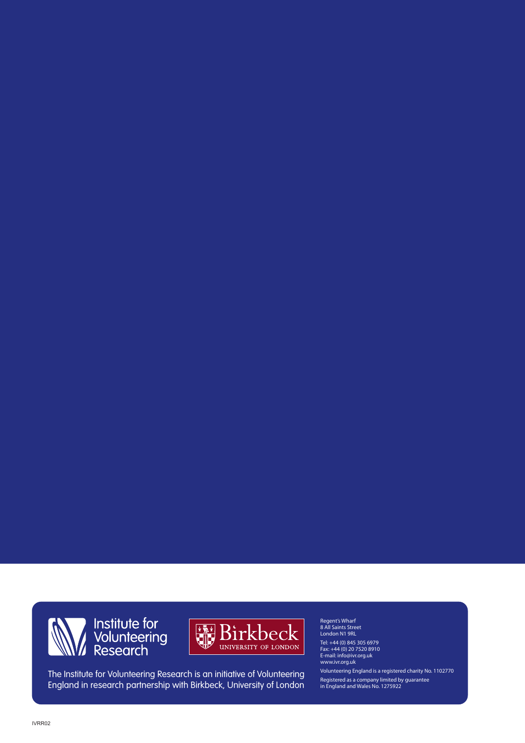Institute for Volunteering Research

Birkbeck UNIVERSITY OF LONDON

The Institute for Volunteering Research is an initiative of Volunteering England in research partnership with Birkbeck, University of London

Regent's Wharf
8 All Saints Street
London N1 9RL

Tel: +44 (0) 845 305 6979
Fax: +44 (0) 20 7520 8910
E-mail: info@ivr.org.uk
www.ivr.org.uk

Volunteering England is a registered charity No. 1102770

Registered as a company limited by guarantee in England and Wales No. 1275922

IVRR02